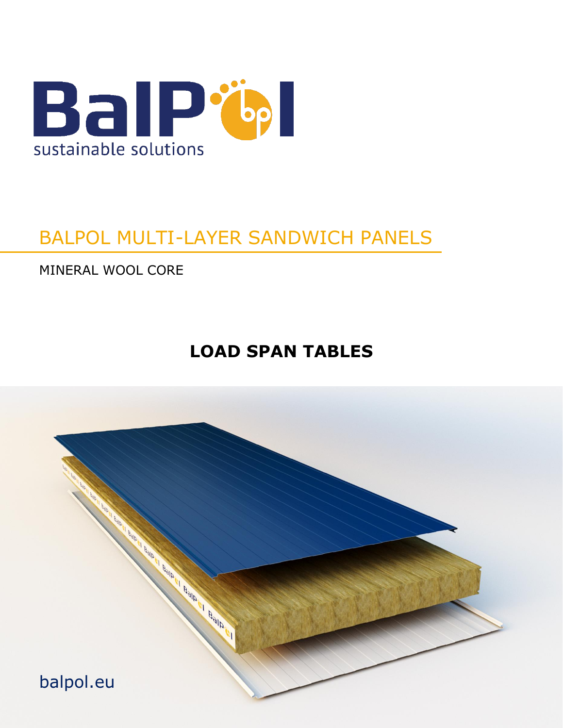BalPol

sustainable solutions

# BALPOL MULTI-LAYER SANDWICH PANELS

MINERAL WOOL CORE

## LOAD SPAN TABLES

balpol.eu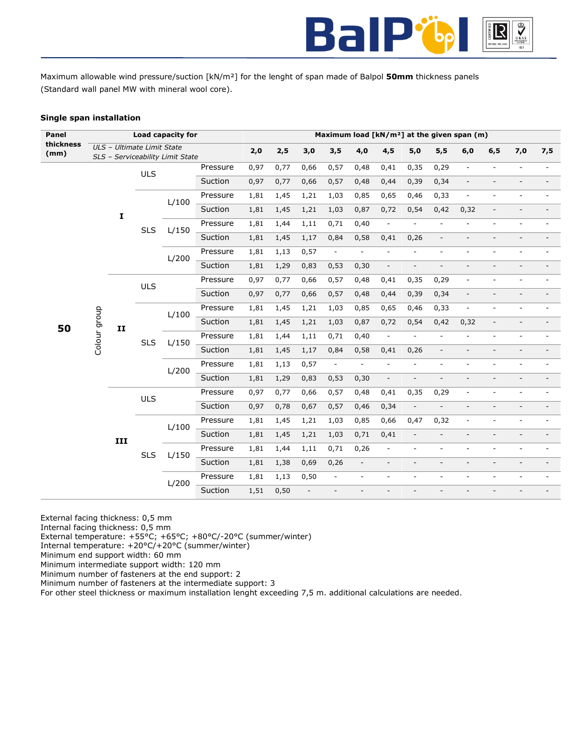Maximum allowable wind pressure/suction [kN/m²] for the lenght of span made of Balpol **50mm** thickness panels (Standard wall panel MW with mineral wool core).

**Single span installation**

| Panel thickness (mm) | Load capacity for | | | | Maximum load [kN/m²] at the given span (m) | | | | | | | | | | | |
|---|---|---|---|---|---|---|---|---|---|---|---|---|---|---|---|---|
| | *ULS – Ultimate Limit State* *SLS – Serviceability Limit State* | | | | 2,0 | 2,5 | 3,0 | 3,5 | 4,0 | 4,5 | 5,0 | 5,5 | 6,0 | 6,5 | 7,0 | 7,5 |
| 50 | Colour group | I | ULS | Pressure | 0,97 | 0,77 | 0,66 | 0,57 | 0,48 | 0,41 | 0,35 | 0,29 | - | - | - | - |
| | | | | Suction | 0,97 | 0,77 | 0,66 | 0,57 | 0,48 | 0,44 | 0,39 | 0,34 | - | - | - | - |
| | | | SLS L/100 | Pressure | 1,81 | 1,45 | 1,21 | 1,03 | 0,85 | 0,65 | 0,46 | 0,33 | - | - | - | - |
| | | | | Suction | 1,81 | 1,45 | 1,21 | 1,03 | 0,87 | 0,72 | 0,54 | 0,42 | 0,32 | - | - | - |
| | | | SLS L/150 | Pressure | 1,81 | 1,44 | 1,11 | 0,71 | 0,40 | - | - | - | - | - | - | - |
| | | | | Suction | 1,81 | 1,45 | 1,17 | 0,84 | 0,58 | 0,41 | 0,26 | - | - | - | - | - |
| | | | SLS L/200 | Pressure | 1,81 | 1,13 | 0,57 | - | - | - | - | - | - | - | - | - |
| | | | | Suction | 1,81 | 1,29 | 0,83 | 0,53 | 0,30 | - | - | - | - | - | - | - |
| | | II | ULS | Pressure | 0,97 | 0,77 | 0,66 | 0,57 | 0,48 | 0,41 | 0,35 | 0,29 | - | - | - | - |
| | | | | Suction | 0,97 | 0,77 | 0,66 | 0,57 | 0,48 | 0,44 | 0,39 | 0,34 | - | - | - | - |
| | | | SLS L/100 | Pressure | 1,81 | 1,45 | 1,21 | 1,03 | 0,85 | 0,65 | 0,46 | 0,33 | - | - | - | - |
| | | | | Suction | 1,81 | 1,45 | 1,21 | 1,03 | 0,87 | 0,72 | 0,54 | 0,42 | 0,32 | - | - | - |
| | | | SLS L/150 | Pressure | 1,81 | 1,44 | 1,11 | 0,71 | 0,40 | - | - | - | - | - | - | - |
| | | | | Suction | 1,81 | 1,45 | 1,17 | 0,84 | 0,58 | 0,41 | 0,26 | - | - | - | - | - |
| | | | SLS L/200 | Pressure | 1,81 | 1,13 | 0,57 | - | - | - | - | - | - | - | - | - |
| | | | | Suction | 1,81 | 1,29 | 0,83 | 0,53 | 0,30 | - | - | - | - | - | - | - |
| | | III | ULS | Pressure | 0,97 | 0,77 | 0,66 | 0,57 | 0,48 | 0,41 | 0,35 | 0,29 | - | - | - | - |
| | | | | Suction | 0,97 | 0,78 | 0,67 | 0,57 | 0,46 | 0,34 | - | - | - | - | - | - |
| | | | SLS L/100 | Pressure | 1,81 | 1,45 | 1,21 | 1,03 | 0,85 | 0,66 | 0,47 | 0,32 | - | - | - | - |
| | | | | Suction | 1,81 | 1,45 | 1,21 | 1,03 | 0,71 | 0,41 | - | - | - | - | - | - |
| | | | SLS L/150 | Pressure | 1,81 | 1,44 | 1,11 | 0,71 | 0,26 | - | - | - | - | - | - | - |
| | | | | Suction | 1,81 | 1,38 | 0,69 | 0,26 | - | - | - | - | - | - | - | - |
| | | | SLS L/200 | Pressure | 1,81 | 1,13 | 0,50 | - | - | - | - | - | - | - | - | - |
| | | | | Suction | 1,51 | 0,50 | - | - | - | - | - | - | - | - | - | - |

External facing thickness: 0,5 mm
Internal facing thickness: 0,5 mm
External temperature: +55°C; +65°C; +80°C/-20°C (summer/winter)
Internal temperature: +20°C/+20°C (summer/winter)
Minimum end support width: 60 mm
Minimum intermediate support width: 120 mm
Minimum number of fasteners at the end support: 2
Minimum number of fasteners at the intermediate support: 3
For other steel thickness or maximum installation lenght exceeding 7,5 m. additional calculations are needed.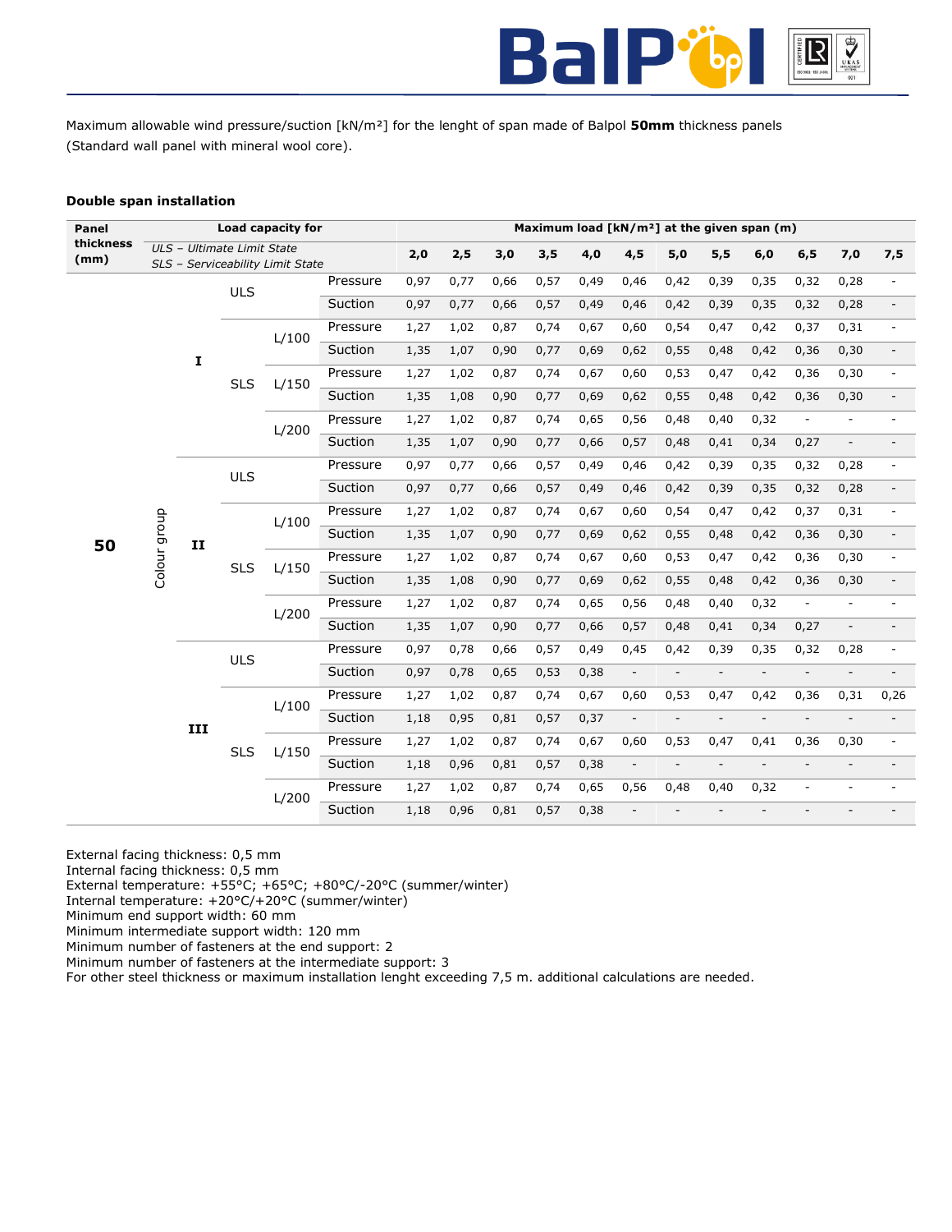Maximum allowable wind pressure/suction [kN/m²] for the lenght of span made of Balpol **50mm** thickness panels (Standard wall panel with mineral wool core).

**Double span installation**

| Panel thickness (mm) | Load capacity for | | | | Maximum load [kN/m²] at the given span (m) | | | | | | | | | | | |
|---|---|---|---|---|---|---|---|---|---|---|---|---|---|---|---|---|
| | *ULS – Ultimate Limit State* *SLS – Serviceability Limit State* | | | | 2,0 | 2,5 | 3,0 | 3,5 | 4,0 | 4,5 | 5,0 | 5,5 | 6,0 | 6,5 | 7,0 | 7,5 |
| 50 | Colour group I | ULS | | Pressure | 0,97 | 0,77 | 0,66 | 0,57 | 0,49 | 0,46 | 0,42 | 0,39 | 0,35 | 0,32 | 0,28 | - |
| | | | | Suction | 0,97 | 0,77 | 0,66 | 0,57 | 0,49 | 0,46 | 0,42 | 0,39 | 0,35 | 0,32 | 0,28 | - |
| | | SLS | L/100 | Pressure | 1,27 | 1,02 | 0,87 | 0,74 | 0,67 | 0,60 | 0,54 | 0,47 | 0,42 | 0,37 | 0,31 | - |
| | | | | Suction | 1,35 | 1,07 | 0,90 | 0,77 | 0,69 | 0,62 | 0,55 | 0,48 | 0,42 | 0,36 | 0,30 | - |
| | | | L/150 | Pressure | 1,27 | 1,02 | 0,87 | 0,74 | 0,67 | 0,60 | 0,53 | 0,47 | 0,42 | 0,36 | 0,30 | - |
| | | | | Suction | 1,35 | 1,08 | 0,90 | 0,77 | 0,69 | 0,62 | 0,55 | 0,48 | 0,42 | 0,36 | 0,30 | - |
| | | | L/200 | Pressure | 1,27 | 1,02 | 0,87 | 0,74 | 0,65 | 0,56 | 0,48 | 0,40 | 0,32 | - | - | - |
| | | | | Suction | 1,35 | 1,07 | 0,90 | 0,77 | 0,66 | 0,57 | 0,48 | 0,41 | 0,34 | 0,27 | - | - |
| | Colour group II | ULS | | Pressure | 0,97 | 0,77 | 0,66 | 0,57 | 0,49 | 0,46 | 0,42 | 0,39 | 0,35 | 0,32 | 0,28 | - |
| | | | | Suction | 0,97 | 0,77 | 0,66 | 0,57 | 0,49 | 0,46 | 0,42 | 0,39 | 0,35 | 0,32 | 0,28 | - |
| | | SLS | L/100 | Pressure | 1,27 | 1,02 | 0,87 | 0,74 | 0,67 | 0,60 | 0,54 | 0,47 | 0,42 | 0,37 | 0,31 | - |
| | | | | Suction | 1,35 | 1,07 | 0,90 | 0,77 | 0,69 | 0,62 | 0,55 | 0,48 | 0,42 | 0,36 | 0,30 | - |
| | | | L/150 | Pressure | 1,27 | 1,02 | 0,87 | 0,74 | 0,67 | 0,60 | 0,53 | 0,47 | 0,42 | 0,36 | 0,30 | - |
| | | | | Suction | 1,35 | 1,08 | 0,90 | 0,77 | 0,69 | 0,62 | 0,55 | 0,48 | 0,42 | 0,36 | 0,30 | - |
| | | | L/200 | Pressure | 1,27 | 1,02 | 0,87 | 0,74 | 0,65 | 0,56 | 0,48 | 0,40 | 0,32 | - | - | - |
| | | | | Suction | 1,35 | 1,07 | 0,90 | 0,77 | 0,66 | 0,57 | 0,48 | 0,41 | 0,34 | 0,27 | - | - |
| | Colour group III | ULS | | Pressure | 0,97 | 0,78 | 0,66 | 0,57 | 0,49 | 0,45 | 0,42 | 0,39 | 0,35 | 0,32 | 0,28 | - |
| | | | | Suction | 0,97 | 0,78 | 0,65 | 0,53 | 0,38 | - | - | - | - | - | - | - |
| | | SLS | L/100 | Pressure | 1,27 | 1,02 | 0,87 | 0,74 | 0,67 | 0,60 | 0,53 | 0,47 | 0,42 | 0,36 | 0,31 | 0,26 |
| | | | | Suction | 1,18 | 0,95 | 0,81 | 0,57 | 0,37 | - | - | - | - | - | - | - |
| | | | L/150 | Pressure | 1,27 | 1,02 | 0,87 | 0,74 | 0,67 | 0,60 | 0,53 | 0,47 | 0,41 | 0,36 | 0,30 | - |
| | | | | Suction | 1,18 | 0,96 | 0,81 | 0,57 | 0,38 | - | - | - | - | - | - | - |
| | | | L/200 | Pressure | 1,27 | 1,02 | 0,87 | 0,74 | 0,65 | 0,56 | 0,48 | 0,40 | 0,32 | - | - | - |
| | | | | Suction | 1,18 | 0,96 | 0,81 | 0,57 | 0,38 | - | - | - | - | - | - | - |

External facing thickness: 0,5 mm
Internal facing thickness: 0,5 mm
External temperature: +55°C; +65°C; +80°C/-20°C (summer/winter)
Internal temperature: +20°C/+20°C (summer/winter)
Minimum end support width: 60 mm
Minimum intermediate support width: 120 mm
Minimum number of fasteners at the end support: 2
Minimum number of fasteners at the intermediate support: 3
For other steel thickness or maximum installation lenght exceeding 7,5 m. additional calculations are needed.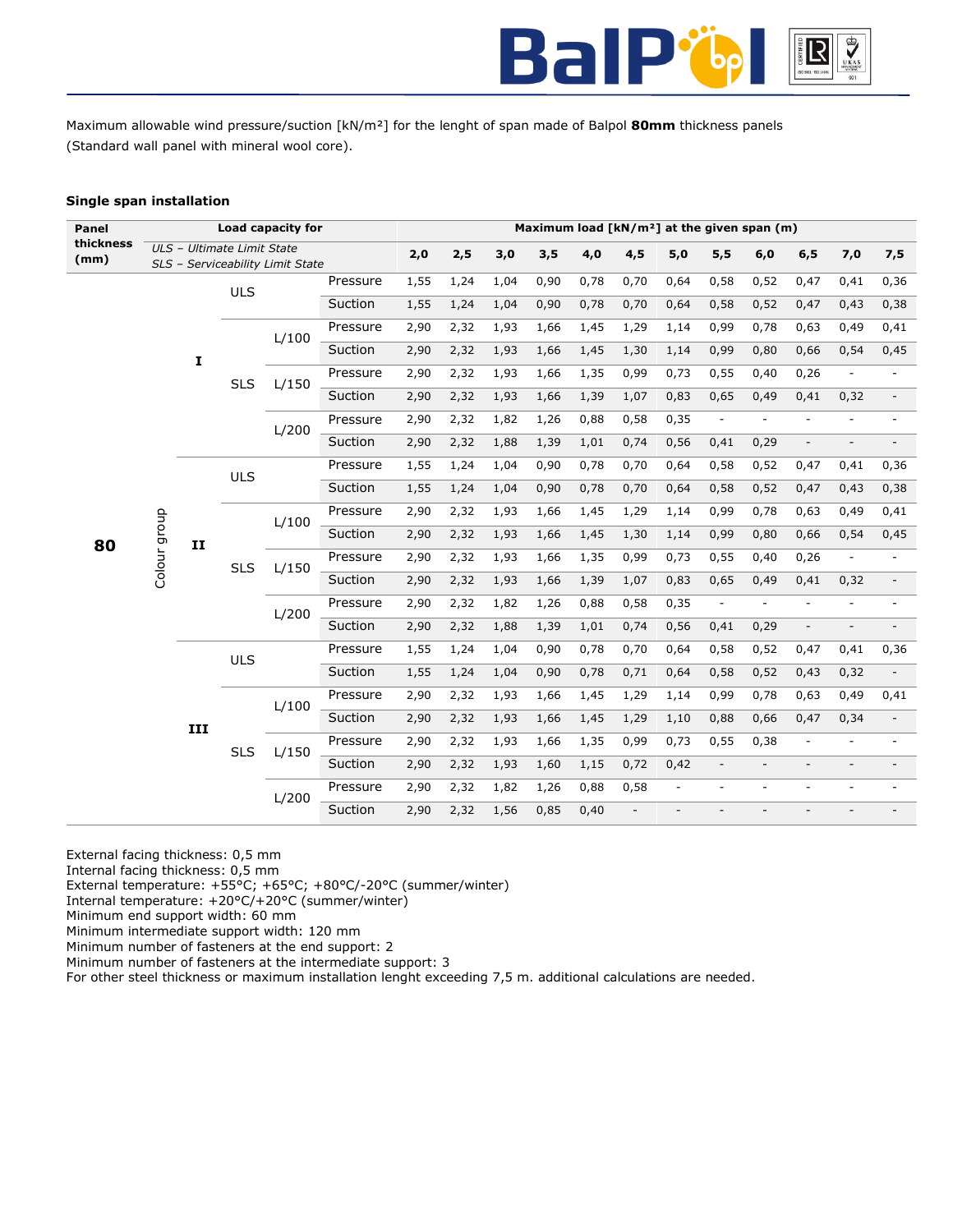Maximum allowable wind pressure/suction [kN/m²] for the lenght of span made of Balpol **80mm** thickness panels (Standard wall panel with mineral wool core).

### Single span installation

| Panel thickness (mm) | Load capacity for | | | | Maximum load [kN/m²] at the given span (m) | | | | | | | | | | | |
|---|---|---|---|---|---|---|---|---|---|---|---|---|---|---|---|---|
| | *ULS – Ultimate Limit State* *SLS – Serviceability Limit State* | | | | 2,0 | 2,5 | 3,0 | 3,5 | 4,0 | 4,5 | 5,0 | 5,5 | 6,0 | 6,5 | 7,0 | 7,5 |
| 80 | Colour group I | ULS | | Pressure | 1,55 | 1,24 | 1,04 | 0,90 | 0,78 | 0,70 | 0,64 | 0,58 | 0,52 | 0,47 | 0,41 | 0,36 |
| | | | | Suction | 1,55 | 1,24 | 1,04 | 0,90 | 0,78 | 0,70 | 0,64 | 0,58 | 0,52 | 0,47 | 0,43 | 0,38 |
| | | SLS | L/100 | Pressure | 2,90 | 2,32 | 1,93 | 1,66 | 1,45 | 1,29 | 1,14 | 0,99 | 0,78 | 0,63 | 0,49 | 0,41 |
| | | | | Suction | 2,90 | 2,32 | 1,93 | 1,66 | 1,45 | 1,30 | 1,14 | 0,99 | 0,80 | 0,66 | 0,54 | 0,45 |
| | | | L/150 | Pressure | 2,90 | 2,32 | 1,93 | 1,66 | 1,35 | 0,99 | 0,73 | 0,55 | 0,40 | 0,26 | - | - |
| | | | | Suction | 2,90 | 2,32 | 1,93 | 1,66 | 1,39 | 1,07 | 0,83 | 0,65 | 0,49 | 0,41 | 0,32 | - |
| | | | L/200 | Pressure | 2,90 | 2,32 | 1,82 | 1,26 | 0,88 | 0,58 | 0,35 | - | - | - | - | - |
| | | | | Suction | 2,90 | 2,32 | 1,88 | 1,39 | 1,01 | 0,74 | 0,56 | 0,41 | 0,29 | - | - | - |
| | Colour group II | ULS | | Pressure | 1,55 | 1,24 | 1,04 | 0,90 | 0,78 | 0,70 | 0,64 | 0,58 | 0,52 | 0,47 | 0,41 | 0,36 |
| | | | | Suction | 1,55 | 1,24 | 1,04 | 0,90 | 0,78 | 0,70 | 0,64 | 0,58 | 0,52 | 0,47 | 0,43 | 0,38 |
| | | SLS | L/100 | Pressure | 2,90 | 2,32 | 1,93 | 1,66 | 1,45 | 1,29 | 1,14 | 0,99 | 0,78 | 0,63 | 0,49 | 0,41 |
| | | | | Suction | 2,90 | 2,32 | 1,93 | 1,66 | 1,45 | 1,30 | 1,14 | 0,99 | 0,80 | 0,66 | 0,54 | 0,45 |
| | | | L/150 | Pressure | 2,90 | 2,32 | 1,93 | 1,66 | 1,35 | 0,99 | 0,73 | 0,55 | 0,40 | 0,26 | - | - |
| | | | | Suction | 2,90 | 2,32 | 1,93 | 1,66 | 1,39 | 1,07 | 0,83 | 0,65 | 0,49 | 0,41 | 0,32 | - |
| | | | L/200 | Pressure | 2,90 | 2,32 | 1,82 | 1,26 | 0,88 | 0,58 | 0,35 | - | - | - | - | - |
| | | | | Suction | 2,90 | 2,32 | 1,88 | 1,39 | 1,01 | 0,74 | 0,56 | 0,41 | 0,29 | - | - | - |
| | Colour group III | ULS | | Pressure | 1,55 | 1,24 | 1,04 | 0,90 | 0,78 | 0,70 | 0,64 | 0,58 | 0,52 | 0,47 | 0,41 | 0,36 |
| | | | | Suction | 1,55 | 1,24 | 1,04 | 0,90 | 0,78 | 0,71 | 0,64 | 0,58 | 0,52 | 0,43 | 0,32 | - |
| | | SLS | L/100 | Pressure | 2,90 | 2,32 | 1,93 | 1,66 | 1,45 | 1,29 | 1,14 | 0,99 | 0,78 | 0,63 | 0,49 | 0,41 |
| | | | | Suction | 2,90 | 2,32 | 1,93 | 1,66 | 1,45 | 1,29 | 1,10 | 0,88 | 0,66 | 0,47 | 0,34 | - |
| | | | L/150 | Pressure | 2,90 | 2,32 | 1,93 | 1,66 | 1,35 | 0,99 | 0,73 | 0,55 | 0,38 | - | - | - |
| | | | | Suction | 2,90 | 2,32 | 1,93 | 1,60 | 1,15 | 0,72 | 0,42 | - | - | - | - | - |
| | | | L/200 | Pressure | 2,90 | 2,32 | 1,82 | 1,26 | 0,88 | 0,58 | - | - | - | - | - | - |
| | | | | Suction | 2,90 | 2,32 | 1,56 | 0,85 | 0,40 | - | - | - | - | - | - | - |

External facing thickness: 0,5 mm  
Internal facing thickness: 0,5 mm  
External temperature: +55°C; +65°C; +80°C/-20°C (summer/winter)  
Internal temperature: +20°C/+20°C (summer/winter)  
Minimum end support width: 60 mm  
Minimum intermediate support width: 120 mm  
Minimum number of fasteners at the end support: 2  
Minimum number of fasteners at the intermediate support: 3  
For other steel thickness or maximum installation lenght exceeding 7,5 m. additional calculations are needed.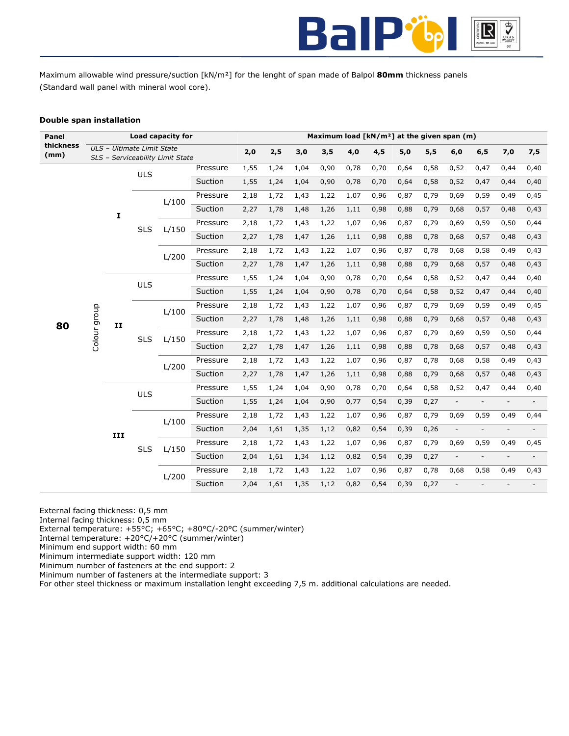Maximum allowable wind pressure/suction [kN/m²] for the lenght of span made of Balpol **80mm** thickness panels (Standard wall panel with mineral wool core).

**Double span installation**

| Panel thickness (mm) | Load capacity for *ULS – Ultimate Limit State* *SLS – Serviceability Limit State* | | | | | Maximum load [kN/m²] at the given span (m) | | | | | | | | | | | |
|---|---|---|---|---|---|---|---|---|---|---|---|---|---|---|---|---|---|
| | | | | | | 2,0 | 2,5 | 3,0 | 3,5 | 4,0 | 4,5 | 5,0 | 5,5 | 6,0 | 6,5 | 7,0 | 7,5 |
| 80 | Colour group | I | ULS | | Pressure | 1,55 | 1,24 | 1,04 | 0,90 | 0,78 | 0,70 | 0,64 | 0,58 | 0,52 | 0,47 | 0,44 | 0,40 |
| | | | | | Suction | 1,55 | 1,24 | 1,04 | 0,90 | 0,78 | 0,70 | 0,64 | 0,58 | 0,52 | 0,47 | 0,44 | 0,40 |
| | | | SLS | L/100 | Pressure | 2,18 | 1,72 | 1,43 | 1,22 | 1,07 | 0,96 | 0,87 | 0,79 | 0,69 | 0,59 | 0,49 | 0,45 |
| | | | | | Suction | 2,27 | 1,78 | 1,48 | 1,26 | 1,11 | 0,98 | 0,88 | 0,79 | 0,68 | 0,57 | 0,48 | 0,43 |
| | | | | L/150 | Pressure | 2,18 | 1,72 | 1,43 | 1,22 | 1,07 | 0,96 | 0,87 | 0,79 | 0,69 | 0,59 | 0,50 | 0,44 |
| | | | | | Suction | 2,27 | 1,78 | 1,47 | 1,26 | 1,11 | 0,98 | 0,88 | 0,78 | 0,68 | 0,57 | 0,48 | 0,43 |
| | | | | L/200 | Pressure | 2,18 | 1,72 | 1,43 | 1,22 | 1,07 | 0,96 | 0,87 | 0,78 | 0,68 | 0,58 | 0,49 | 0,43 |
| | | | | | Suction | 2,27 | 1,78 | 1,47 | 1,26 | 1,11 | 0,98 | 0,88 | 0,79 | 0,68 | 0,57 | 0,48 | 0,43 |
| | | II | ULS | | Pressure | 1,55 | 1,24 | 1,04 | 0,90 | 0,78 | 0,70 | 0,64 | 0,58 | 0,52 | 0,47 | 0,44 | 0,40 |
| | | | | | Suction | 1,55 | 1,24 | 1,04 | 0,90 | 0,78 | 0,70 | 0,64 | 0,58 | 0,52 | 0,47 | 0,44 | 0,40 |
| | | | SLS | L/100 | Pressure | 2,18 | 1,72 | 1,43 | 1,22 | 1,07 | 0,96 | 0,87 | 0,79 | 0,69 | 0,59 | 0,49 | 0,45 |
| | | | | | Suction | 2,27 | 1,78 | 1,48 | 1,26 | 1,11 | 0,98 | 0,88 | 0,79 | 0,68 | 0,57 | 0,48 | 0,43 |
| | | | | L/150 | Pressure | 2,18 | 1,72 | 1,43 | 1,22 | 1,07 | 0,96 | 0,87 | 0,79 | 0,69 | 0,59 | 0,50 | 0,44 |
| | | | | | Suction | 2,27 | 1,78 | 1,47 | 1,26 | 1,11 | 0,98 | 0,88 | 0,78 | 0,68 | 0,57 | 0,48 | 0,43 |
| | | | | L/200 | Pressure | 2,18 | 1,72 | 1,43 | 1,22 | 1,07 | 0,96 | 0,87 | 0,78 | 0,68 | 0,58 | 0,49 | 0,43 |
| | | | | | Suction | 2,27 | 1,78 | 1,47 | 1,26 | 1,11 | 0,98 | 0,88 | 0,79 | 0,68 | 0,57 | 0,48 | 0,43 |
| | | III | ULS | | Pressure | 1,55 | 1,24 | 1,04 | 0,90 | 0,78 | 0,70 | 0,64 | 0,58 | 0,52 | 0,47 | 0,44 | 0,40 |
| | | | | | Suction | 1,55 | 1,24 | 1,04 | 0,90 | 0,77 | 0,54 | 0,39 | 0,27 | - | - | - | - |
| | | | SLS | L/100 | Pressure | 2,18 | 1,72 | 1,43 | 1,22 | 1,07 | 0,96 | 0,87 | 0,79 | 0,69 | 0,59 | 0,49 | 0,44 |
| | | | | | Suction | 2,04 | 1,61 | 1,35 | 1,12 | 0,82 | 0,54 | 0,39 | 0,26 | - | - | - | - |
| | | | | L/150 | Pressure | 2,18 | 1,72 | 1,43 | 1,22 | 1,07 | 0,96 | 0,87 | 0,79 | 0,69 | 0,59 | 0,49 | 0,45 |
| | | | | | Suction | 2,04 | 1,61 | 1,34 | 1,12 | 0,82 | 0,54 | 0,39 | 0,27 | - | - | - | - |
| | | | | L/200 | Pressure | 2,18 | 1,72 | 1,43 | 1,22 | 1,07 | 0,96 | 0,87 | 0,78 | 0,68 | 0,58 | 0,49 | 0,43 |
| | | | | | Suction | 2,04 | 1,61 | 1,35 | 1,12 | 0,82 | 0,54 | 0,39 | 0,27 | - | - | - | - |

External facing thickness: 0,5 mm
Internal facing thickness: 0,5 mm
External temperature: +55°C; +65°C; +80°C/-20°C (summer/winter)
Internal temperature: +20°C/+20°C (summer/winter)
Minimum end support width: 60 mm
Minimum intermediate support width: 120 mm
Minimum number of fasteners at the end support: 2
Minimum number of fasteners at the intermediate support: 3
For other steel thickness or maximum installation lenght exceeding 7,5 m. additional calculations are needed.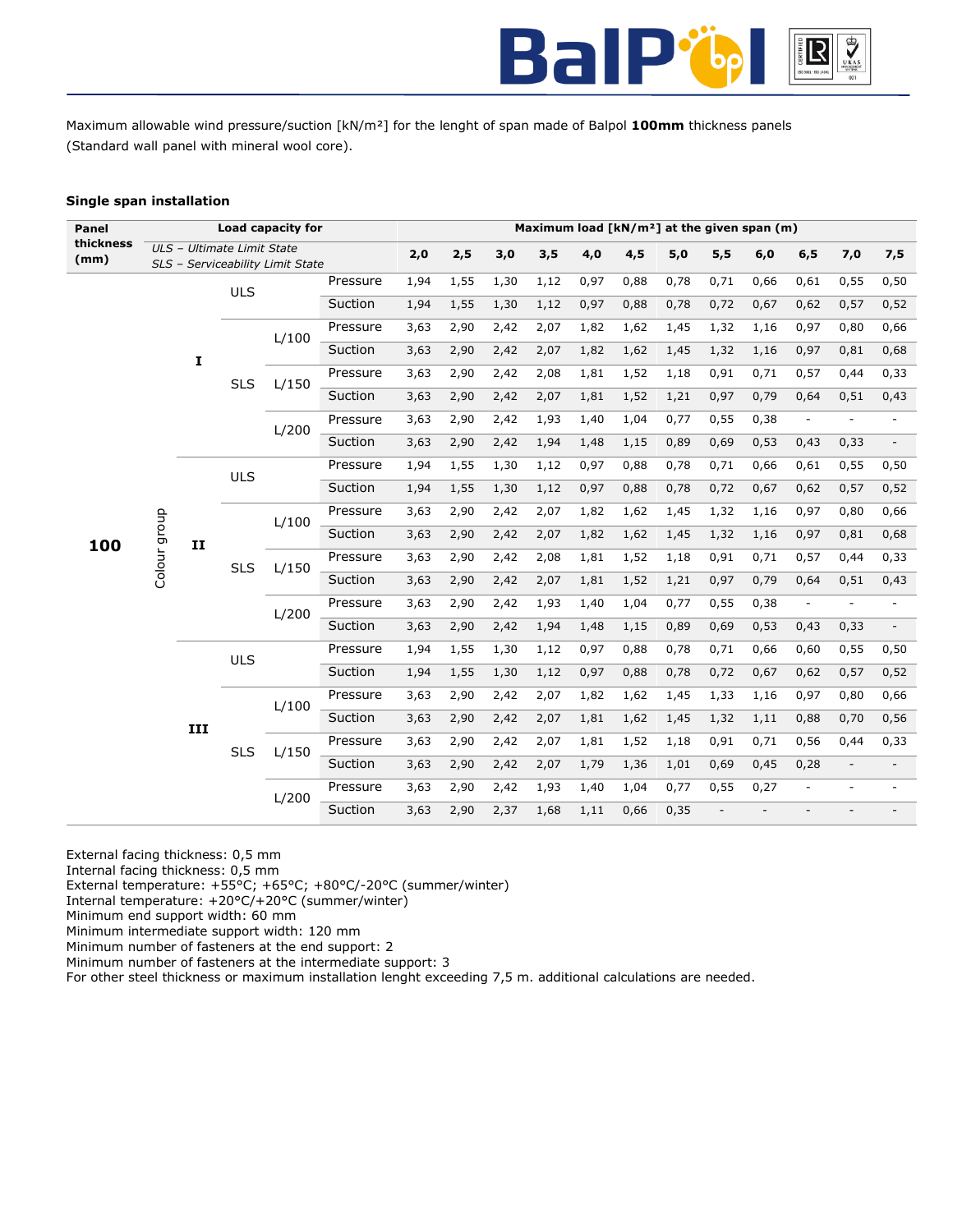Maximum allowable wind pressure/suction [kN/m²] for the lenght of span made of Balpol **100mm** thickness panels (Standard wall panel with mineral wool core).

**Single span installation**

| Panel thickness (mm) | Load capacity for | | | | Maximum load [kN/m²] at the given span (m) | | | | | | | | | | | |
|---|---|---|---|---|---|---|---|---|---|---|---|---|---|---|---|---|
| | *ULS – Ultimate Limit State* *SLS – Serviceability Limit State* | | | | 2,0 | 2,5 | 3,0 | 3,5 | 4,0 | 4,5 | 5,0 | 5,5 | 6,0 | 6,5 | 7,0 | 7,5 |
| 100 | Colour group I | ULS | | Pressure | 1,94 | 1,55 | 1,30 | 1,12 | 0,97 | 0,88 | 0,78 | 0,71 | 0,66 | 0,61 | 0,55 | 0,50 |
| | | | | Suction | 1,94 | 1,55 | 1,30 | 1,12 | 0,97 | 0,88 | 0,78 | 0,72 | 0,67 | 0,62 | 0,57 | 0,52 |
| | | SLS | L/100 | Pressure | 3,63 | 2,90 | 2,42 | 2,07 | 1,82 | 1,62 | 1,45 | 1,32 | 1,16 | 0,97 | 0,80 | 0,66 |
| | | | | Suction | 3,63 | 2,90 | 2,42 | 2,07 | 1,82 | 1,62 | 1,45 | 1,32 | 1,16 | 0,97 | 0,81 | 0,68 |
| | | | L/150 | Pressure | 3,63 | 2,90 | 2,42 | 2,08 | 1,81 | 1,52 | 1,18 | 0,91 | 0,71 | 0,57 | 0,44 | 0,33 |
| | | | | Suction | 3,63 | 2,90 | 2,42 | 2,07 | 1,81 | 1,52 | 1,21 | 0,97 | 0,79 | 0,64 | 0,51 | 0,43 |
| | | | L/200 | Pressure | 3,63 | 2,90 | 2,42 | 1,93 | 1,40 | 1,04 | 0,77 | 0,55 | 0,38 | - | - | - |
| | | | | Suction | 3,63 | 2,90 | 2,42 | 1,94 | 1,48 | 1,15 | 0,89 | 0,69 | 0,53 | 0,43 | 0,33 | - |
| | Colour group II | ULS | | Pressure | 1,94 | 1,55 | 1,30 | 1,12 | 0,97 | 0,88 | 0,78 | 0,71 | 0,66 | 0,61 | 0,55 | 0,50 |
| | | | | Suction | 1,94 | 1,55 | 1,30 | 1,12 | 0,97 | 0,88 | 0,78 | 0,72 | 0,67 | 0,62 | 0,57 | 0,52 |
| | | SLS | L/100 | Pressure | 3,63 | 2,90 | 2,42 | 2,07 | 1,82 | 1,62 | 1,45 | 1,32 | 1,16 | 0,97 | 0,80 | 0,66 |
| | | | | Suction | 3,63 | 2,90 | 2,42 | 2,07 | 1,82 | 1,62 | 1,45 | 1,32 | 1,16 | 0,97 | 0,81 | 0,68 |
| | | | L/150 | Pressure | 3,63 | 2,90 | 2,42 | 2,08 | 1,81 | 1,52 | 1,18 | 0,91 | 0,71 | 0,57 | 0,44 | 0,33 |
| | | | | Suction | 3,63 | 2,90 | 2,42 | 2,07 | 1,81 | 1,52 | 1,21 | 0,97 | 0,79 | 0,64 | 0,51 | 0,43 |
| | | | L/200 | Pressure | 3,63 | 2,90 | 2,42 | 1,93 | 1,40 | 1,04 | 0,77 | 0,55 | 0,38 | - | - | - |
| | | | | Suction | 3,63 | 2,90 | 2,42 | 1,94 | 1,48 | 1,15 | 0,89 | 0,69 | 0,53 | 0,43 | 0,33 | - |
| | Colour group III | ULS | | Pressure | 1,94 | 1,55 | 1,30 | 1,12 | 0,97 | 0,88 | 0,78 | 0,71 | 0,66 | 0,60 | 0,55 | 0,50 |
| | | | | Suction | 1,94 | 1,55 | 1,30 | 1,12 | 0,97 | 0,88 | 0,78 | 0,72 | 0,67 | 0,62 | 0,57 | 0,52 |
| | | SLS | L/100 | Pressure | 3,63 | 2,90 | 2,42 | 2,07 | 1,82 | 1,62 | 1,45 | 1,33 | 1,16 | 0,97 | 0,80 | 0,66 |
| | | | | Suction | 3,63 | 2,90 | 2,42 | 2,07 | 1,81 | 1,62 | 1,45 | 1,32 | 1,11 | 0,88 | 0,70 | 0,56 |
| | | | L/150 | Pressure | 3,63 | 2,90 | 2,42 | 2,07 | 1,81 | 1,52 | 1,18 | 0,91 | 0,71 | 0,56 | 0,44 | 0,33 |
| | | | | Suction | 3,63 | 2,90 | 2,42 | 2,07 | 1,79 | 1,36 | 1,01 | 0,69 | 0,45 | 0,28 | - | - |
| | | | L/200 | Pressure | 3,63 | 2,90 | 2,42 | 1,93 | 1,40 | 1,04 | 0,77 | 0,55 | 0,27 | - | - | - |
| | | | | Suction | 3,63 | 2,90 | 2,37 | 1,68 | 1,11 | 0,66 | 0,35 | - | - | - | - | - |

External facing thickness: 0,5 mm
Internal facing thickness: 0,5 mm
External temperature: +55°C; +65°C; +80°C/-20°C (summer/winter)
Internal temperature: +20°C/+20°C (summer/winter)
Minimum end support width: 60 mm
Minimum intermediate support width: 120 mm
Minimum number of fasteners at the end support: 2
Minimum number of fasteners at the intermediate support: 3
For other steel thickness or maximum installation lenght exceeding 7,5 m. additional calculations are needed.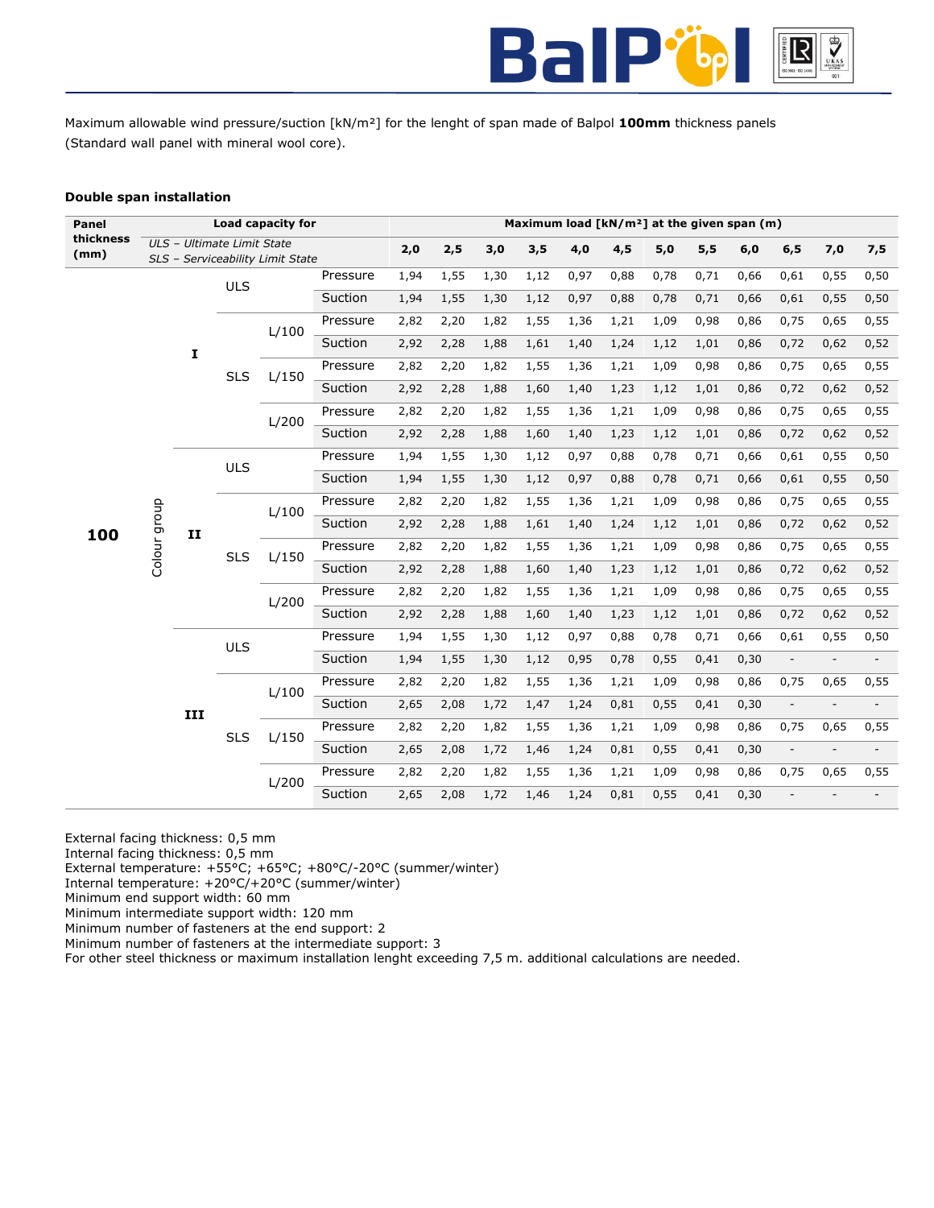Maximum allowable wind pressure/suction [kN/m²] for the lenght of span made of Balpol **100mm** thickness panels (Standard wall panel with mineral wool core).

**Double span installation**

| Panel thickness (mm) | Load capacity for<br>*ULS – Ultimate Limit State*<br>*SLS – Serviceability Limit State* | | | | | Maximum load [kN/m²] at the given span (m) | | | | | | | | | | | |
|---|---|---|---|---|---|---|---|---|---|---|---|---|---|---|---|---|---|
| | | | | | 2,0 | 2,5 | 3,0 | 3,5 | 4,0 | 4,5 | 5,0 | 5,5 | 6,0 | 6,5 | 7,0 | 7,5 |
| 100 | Colour group | I | ULS | | Pressure | 1,94 | 1,55 | 1,30 | 1,12 | 0,97 | 0,88 | 0,78 | 0,71 | 0,66 | 0,61 | 0,55 | 0,50 |
| | | | | | Suction | 1,94 | 1,55 | 1,30 | 1,12 | 0,97 | 0,88 | 0,78 | 0,71 | 0,66 | 0,61 | 0,55 | 0,50 |
| | | | SLS | L/100 | Pressure | 2,82 | 2,20 | 1,82 | 1,55 | 1,36 | 1,21 | 1,09 | 0,98 | 0,86 | 0,75 | 0,65 | 0,55 |
| | | | | | Suction | 2,92 | 2,28 | 1,88 | 1,61 | 1,40 | 1,24 | 1,12 | 1,01 | 0,86 | 0,72 | 0,62 | 0,52 |
| | | | | L/150 | Pressure | 2,82 | 2,20 | 1,82 | 1,55 | 1,36 | 1,21 | 1,09 | 0,98 | 0,86 | 0,75 | 0,65 | 0,55 |
| | | | | | Suction | 2,92 | 2,28 | 1,88 | 1,60 | 1,40 | 1,23 | 1,12 | 1,01 | 0,86 | 0,72 | 0,62 | 0,52 |
| | | | | L/200 | Pressure | 2,82 | 2,20 | 1,82 | 1,55 | 1,36 | 1,21 | 1,09 | 0,98 | 0,86 | 0,75 | 0,65 | 0,55 |
| | | | | | Suction | 2,92 | 2,28 | 1,88 | 1,60 | 1,40 | 1,23 | 1,12 | 1,01 | 0,86 | 0,72 | 0,62 | 0,52 |
| | | II | ULS | | Pressure | 1,94 | 1,55 | 1,30 | 1,12 | 0,97 | 0,88 | 0,78 | 0,71 | 0,66 | 0,61 | 0,55 | 0,50 |
| | | | | | Suction | 1,94 | 1,55 | 1,30 | 1,12 | 0,97 | 0,88 | 0,78 | 0,71 | 0,66 | 0,61 | 0,55 | 0,50 |
| | | | SLS | L/100 | Pressure | 2,82 | 2,20 | 1,82 | 1,55 | 1,36 | 1,21 | 1,09 | 0,98 | 0,86 | 0,75 | 0,65 | 0,55 |
| | | | | | Suction | 2,92 | 2,28 | 1,88 | 1,61 | 1,40 | 1,24 | 1,12 | 1,01 | 0,86 | 0,72 | 0,62 | 0,52 |
| | | | | L/150 | Pressure | 2,82 | 2,20 | 1,82 | 1,55 | 1,36 | 1,21 | 1,09 | 0,98 | 0,86 | 0,75 | 0,65 | 0,55 |
| | | | | | Suction | 2,92 | 2,28 | 1,88 | 1,60 | 1,40 | 1,23 | 1,12 | 1,01 | 0,86 | 0,72 | 0,62 | 0,52 |
| | | | | L/200 | Pressure | 2,82 | 2,20 | 1,82 | 1,55 | 1,36 | 1,21 | 1,09 | 0,98 | 0,86 | 0,75 | 0,65 | 0,55 |
| | | | | | Suction | 2,92 | 2,28 | 1,88 | 1,60 | 1,40 | 1,23 | 1,12 | 1,01 | 0,86 | 0,72 | 0,62 | 0,52 |
| | | III | ULS | | Pressure | 1,94 | 1,55 | 1,30 | 1,12 | 0,97 | 0,88 | 0,78 | 0,71 | 0,66 | 0,61 | 0,55 | 0,50 |
| | | | | | Suction | 1,94 | 1,55 | 1,30 | 1,12 | 0,95 | 0,78 | 0,55 | 0,41 | 0,30 | - | - | - |
| | | | SLS | L/100 | Pressure | 2,82 | 2,20 | 1,82 | 1,55 | 1,36 | 1,21 | 1,09 | 0,98 | 0,86 | 0,75 | 0,65 | 0,55 |
| | | | | | Suction | 2,65 | 2,08 | 1,72 | 1,47 | 1,24 | 0,81 | 0,55 | 0,41 | 0,30 | - | - | - |
| | | | | L/150 | Pressure | 2,82 | 2,20 | 1,82 | 1,55 | 1,36 | 1,21 | 1,09 | 0,98 | 0,86 | 0,75 | 0,65 | 0,55 |
| | | | | | Suction | 2,65 | 2,08 | 1,72 | 1,46 | 1,24 | 0,81 | 0,55 | 0,41 | 0,30 | - | - | - |
| | | | | L/200 | Pressure | 2,82 | 2,20 | 1,82 | 1,55 | 1,36 | 1,21 | 1,09 | 0,98 | 0,86 | 0,75 | 0,65 | 0,55 |
| | | | | | Suction | 2,65 | 2,08 | 1,72 | 1,46 | 1,24 | 0,81 | 0,55 | 0,41 | 0,30 | - | - | - |

External facing thickness: 0,5 mm
Internal facing thickness: 0,5 mm
External temperature: +55°C; +65°C; +80°C/-20°C (summer/winter)
Internal temperature: +20°C/+20°C (summer/winter)
Minimum end support width: 60 mm
Minimum intermediate support width: 120 mm
Minimum number of fasteners at the end support: 2
Minimum number of fasteners at the intermediate support: 3
For other steel thickness or maximum installation lenght exceeding 7,5 m. additional calculations are needed.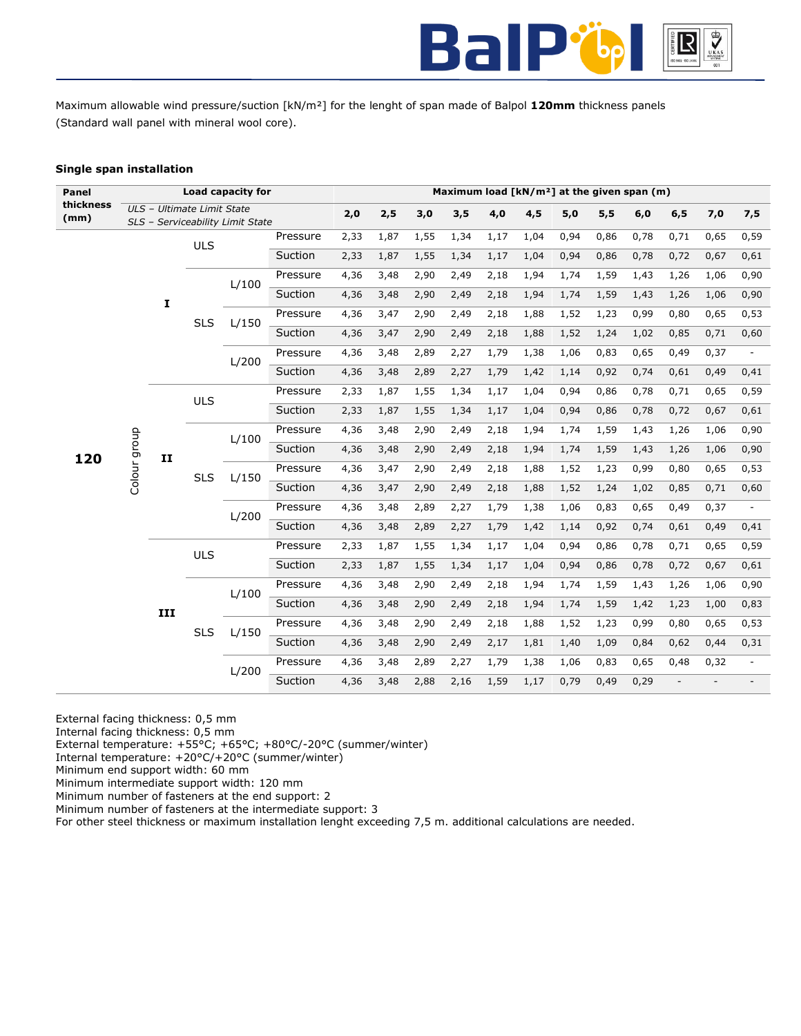Maximum allowable wind pressure/suction [kN/m²] for the lenght of span made of Balpol **120mm** thickness panels (Standard wall panel with mineral wool core).

**Single span installation**

| Panel thickness (mm) | Colour group | Load capacity for *ULS – Ultimate Limit State* *SLS – Serviceability Limit State* | | | 2,0 | 2,5 | 3,0 | 3,5 | 4,0 | 4,5 | 5,0 | 5,5 | 6,0 | 6,5 | 7,0 | 7,5 |
|---|---|---|---|---|---|---|---|---|---|---|---|---|---|---|---|---|
| | | | | | **Maximum load [kN/m²] at the given span (m)** | | | | | | | | | | | |
| 120 | I | ULS | | Pressure | 2,33 | 1,87 | 1,55 | 1,34 | 1,17 | 1,04 | 0,94 | 0,86 | 0,78 | 0,71 | 0,65 | 0,59 |
| | | | | Suction | 2,33 | 1,87 | 1,55 | 1,34 | 1,17 | 1,04 | 0,94 | 0,86 | 0,78 | 0,72 | 0,67 | 0,61 |
| | | SLS | L/100 | Pressure | 4,36 | 3,48 | 2,90 | 2,49 | 2,18 | 1,94 | 1,74 | 1,59 | 1,43 | 1,26 | 1,06 | 0,90 |
| | | | | Suction | 4,36 | 3,48 | 2,90 | 2,49 | 2,18 | 1,94 | 1,74 | 1,59 | 1,43 | 1,26 | 1,06 | 0,90 |
| | | | L/150 | Pressure | 4,36 | 3,47 | 2,90 | 2,49 | 2,18 | 1,88 | 1,52 | 1,23 | 0,99 | 0,80 | 0,65 | 0,53 |
| | | | | Suction | 4,36 | 3,47 | 2,90 | 2,49 | 2,18 | 1,88 | 1,52 | 1,24 | 1,02 | 0,85 | 0,71 | 0,60 |
| | | | L/200 | Pressure | 4,36 | 3,48 | 2,89 | 2,27 | 1,79 | 1,38 | 1,06 | 0,83 | 0,65 | 0,49 | 0,37 | - |
| | | | | Suction | 4,36 | 3,48 | 2,89 | 2,27 | 1,79 | 1,42 | 1,14 | 0,92 | 0,74 | 0,61 | 0,49 | 0,41 |
| | II | ULS | | Pressure | 2,33 | 1,87 | 1,55 | 1,34 | 1,17 | 1,04 | 0,94 | 0,86 | 0,78 | 0,71 | 0,65 | 0,59 |
| | | | | Suction | 2,33 | 1,87 | 1,55 | 1,34 | 1,17 | 1,04 | 0,94 | 0,86 | 0,78 | 0,72 | 0,67 | 0,61 |
| | | SLS | L/100 | Pressure | 4,36 | 3,48 | 2,90 | 2,49 | 2,18 | 1,94 | 1,74 | 1,59 | 1,43 | 1,26 | 1,06 | 0,90 |
| | | | | Suction | 4,36 | 3,48 | 2,90 | 2,49 | 2,18 | 1,94 | 1,74 | 1,59 | 1,43 | 1,26 | 1,06 | 0,90 |
| | | | L/150 | Pressure | 4,36 | 3,47 | 2,90 | 2,49 | 2,18 | 1,88 | 1,52 | 1,23 | 0,99 | 0,80 | 0,65 | 0,53 |
| | | | | Suction | 4,36 | 3,47 | 2,90 | 2,49 | 2,18 | 1,88 | 1,52 | 1,24 | 1,02 | 0,85 | 0,71 | 0,60 |
| | | | L/200 | Pressure | 4,36 | 3,48 | 2,89 | 2,27 | 1,79 | 1,38 | 1,06 | 0,83 | 0,65 | 0,49 | 0,37 | - |
| | | | | Suction | 4,36 | 3,48 | 2,89 | 2,27 | 1,79 | 1,42 | 1,14 | 0,92 | 0,74 | 0,61 | 0,49 | 0,41 |
| | III | ULS | | Pressure | 2,33 | 1,87 | 1,55 | 1,34 | 1,17 | 1,04 | 0,94 | 0,86 | 0,78 | 0,71 | 0,65 | 0,59 |
| | | | | Suction | 2,33 | 1,87 | 1,55 | 1,34 | 1,17 | 1,04 | 0,94 | 0,86 | 0,78 | 0,72 | 0,67 | 0,61 |
| | | SLS | L/100 | Pressure | 4,36 | 3,48 | 2,90 | 2,49 | 2,18 | 1,94 | 1,74 | 1,59 | 1,43 | 1,26 | 1,06 | 0,90 |
| | | | | Suction | 4,36 | 3,48 | 2,90 | 2,49 | 2,18 | 1,94 | 1,74 | 1,59 | 1,42 | 1,23 | 1,00 | 0,83 |
| | | | L/150 | Pressure | 4,36 | 3,48 | 2,90 | 2,49 | 2,18 | 1,88 | 1,52 | 1,23 | 0,99 | 0,80 | 0,65 | 0,53 |
| | | | | Suction | 4,36 | 3,48 | 2,90 | 2,49 | 2,17 | 1,81 | 1,40 | 1,09 | 0,84 | 0,62 | 0,44 | 0,31 |
| | | | L/200 | Pressure | 4,36 | 3,48 | 2,89 | 2,27 | 1,79 | 1,38 | 1,06 | 0,83 | 0,65 | 0,48 | 0,32 | - |
| | | | | Suction | 4,36 | 3,48 | 2,88 | 2,16 | 1,59 | 1,17 | 0,79 | 0,49 | 0,29 | - | - | - |

External facing thickness: 0,5 mm
Internal facing thickness: 0,5 mm
External temperature: +55°C; +65°C; +80°C/-20°C (summer/winter)
Internal temperature: +20°C/+20°C (summer/winter)
Minimum end support width: 60 mm
Minimum intermediate support width: 120 mm
Minimum number of fasteners at the end support: 2
Minimum number of fasteners at the intermediate support: 3
For other steel thickness or maximum installation lenght exceeding 7,5 m. additional calculations are needed.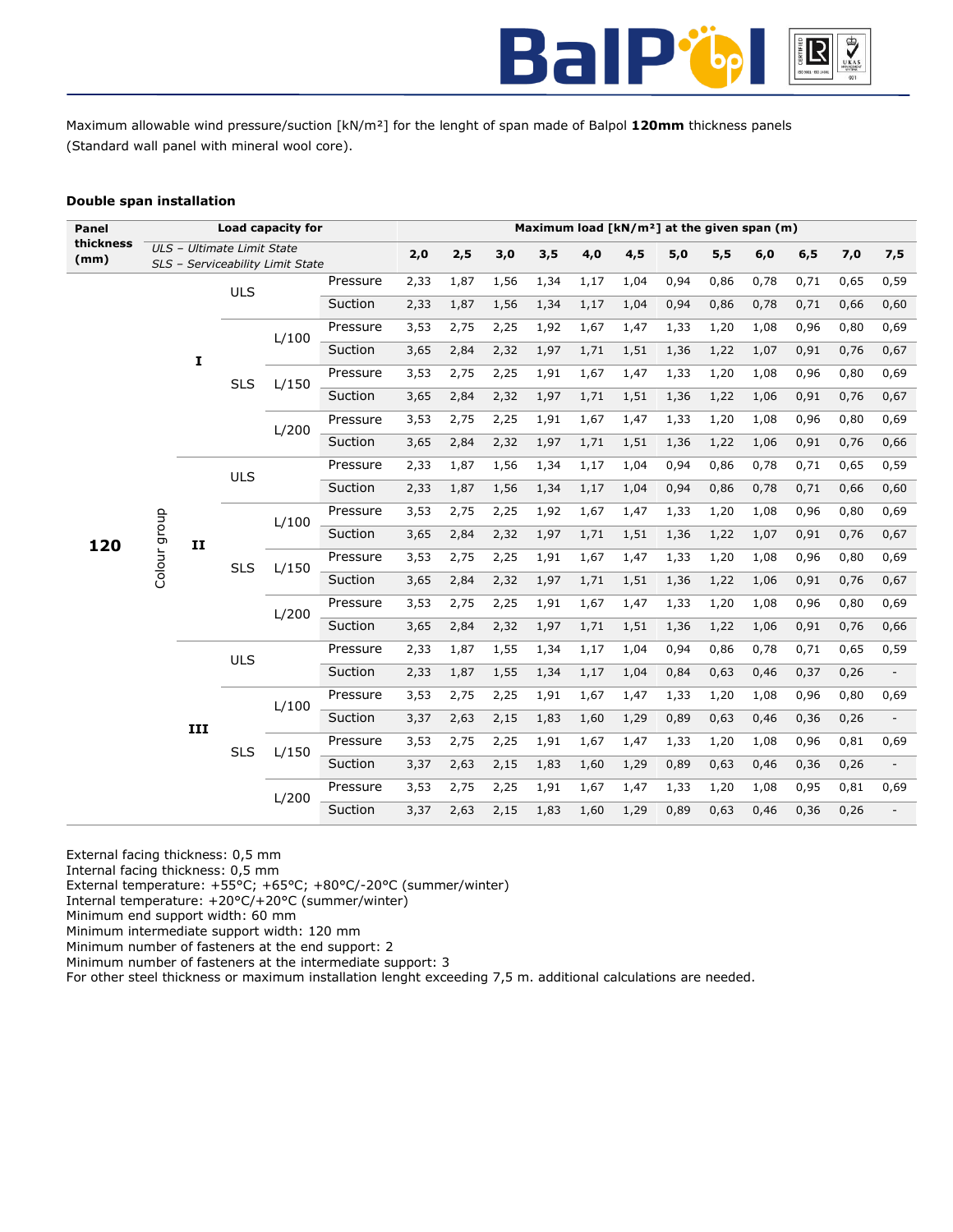Maximum allowable wind pressure/suction [kN/m²] for the lenght of span made of Balpol **120mm** thickness panels (Standard wall panel with mineral wool core).

**Double span installation**

| Panel thickness (mm) | Load capacity for *ULS – Ultimate Limit State* *SLS – Serviceability Limit State* | | | | | Maximum load [kN/m²] at the given span (m) | | | | | | | | | | | |
|---|---|---|---|---|---|---|---|---|---|---|---|---|---|---|---|---|---|
| | | | | | | 2,0 | 2,5 | 3,0 | 3,5 | 4,0 | 4,5 | 5,0 | 5,5 | 6,0 | 6,5 | 7,0 | 7,5 |
| 120 | Colour group | I | ULS | | Pressure | 2,33 | 1,87 | 1,56 | 1,34 | 1,17 | 1,04 | 0,94 | 0,86 | 0,78 | 0,71 | 0,65 | 0,59 |
| | | | | | Suction | 2,33 | 1,87 | 1,56 | 1,34 | 1,17 | 1,04 | 0,94 | 0,86 | 0,78 | 0,71 | 0,66 | 0,60 |
| | | | SLS | L/100 | Pressure | 3,53 | 2,75 | 2,25 | 1,92 | 1,67 | 1,47 | 1,33 | 1,20 | 1,08 | 0,96 | 0,80 | 0,69 |
| | | | | | Suction | 3,65 | 2,84 | 2,32 | 1,97 | 1,71 | 1,51 | 1,36 | 1,22 | 1,07 | 0,91 | 0,76 | 0,67 |
| | | | | L/150 | Pressure | 3,53 | 2,75 | 2,25 | 1,91 | 1,67 | 1,47 | 1,33 | 1,20 | 1,08 | 0,96 | 0,80 | 0,69 |
| | | | | | Suction | 3,65 | 2,84 | 2,32 | 1,97 | 1,71 | 1,51 | 1,36 | 1,22 | 1,06 | 0,91 | 0,76 | 0,67 |
| | | | | L/200 | Pressure | 3,53 | 2,75 | 2,25 | 1,91 | 1,67 | 1,47 | 1,33 | 1,20 | 1,08 | 0,96 | 0,80 | 0,69 |
| | | | | | Suction | 3,65 | 2,84 | 2,32 | 1,97 | 1,71 | 1,51 | 1,36 | 1,22 | 1,06 | 0,91 | 0,76 | 0,66 |
| | | II | ULS | | Pressure | 2,33 | 1,87 | 1,56 | 1,34 | 1,17 | 1,04 | 0,94 | 0,86 | 0,78 | 0,71 | 0,65 | 0,59 |
| | | | | | Suction | 2,33 | 1,87 | 1,56 | 1,34 | 1,17 | 1,04 | 0,94 | 0,86 | 0,78 | 0,71 | 0,66 | 0,60 |
| | | | SLS | L/100 | Pressure | 3,53 | 2,75 | 2,25 | 1,92 | 1,67 | 1,47 | 1,33 | 1,20 | 1,08 | 0,96 | 0,80 | 0,69 |
| | | | | | Suction | 3,65 | 2,84 | 2,32 | 1,97 | 1,71 | 1,51 | 1,36 | 1,22 | 1,07 | 0,91 | 0,76 | 0,67 |
| | | | | L/150 | Pressure | 3,53 | 2,75 | 2,25 | 1,91 | 1,67 | 1,47 | 1,33 | 1,20 | 1,08 | 0,96 | 0,80 | 0,69 |
| | | | | | Suction | 3,65 | 2,84 | 2,32 | 1,97 | 1,71 | 1,51 | 1,36 | 1,22 | 1,06 | 0,91 | 0,76 | 0,67 |
| | | | | L/200 | Pressure | 3,53 | 2,75 | 2,25 | 1,91 | 1,67 | 1,47 | 1,33 | 1,20 | 1,08 | 0,96 | 0,80 | 0,69 |
| | | | | | Suction | 3,65 | 2,84 | 2,32 | 1,97 | 1,71 | 1,51 | 1,36 | 1,22 | 1,06 | 0,91 | 0,76 | 0,66 |
| | | III | ULS | | Pressure | 2,33 | 1,87 | 1,55 | 1,34 | 1,17 | 1,04 | 0,94 | 0,86 | 0,78 | 0,71 | 0,65 | 0,59 |
| | | | | | Suction | 2,33 | 1,87 | 1,55 | 1,34 | 1,17 | 1,04 | 0,84 | 0,63 | 0,46 | 0,37 | 0,26 | - |
| | | | SLS | L/100 | Pressure | 3,53 | 2,75 | 2,25 | 1,91 | 1,67 | 1,47 | 1,33 | 1,20 | 1,08 | 0,96 | 0,80 | 0,69 |
| | | | | | Suction | 3,37 | 2,63 | 2,15 | 1,83 | 1,60 | 1,29 | 0,89 | 0,63 | 0,46 | 0,36 | 0,26 | - |
| | | | | L/150 | Pressure | 3,53 | 2,75 | 2,25 | 1,91 | 1,67 | 1,47 | 1,33 | 1,20 | 1,08 | 0,96 | 0,81 | 0,69 |
| | | | | | Suction | 3,37 | 2,63 | 2,15 | 1,83 | 1,60 | 1,29 | 0,89 | 0,63 | 0,46 | 0,36 | 0,26 | - |
| | | | | L/200 | Pressure | 3,53 | 2,75 | 2,25 | 1,91 | 1,67 | 1,47 | 1,33 | 1,20 | 1,08 | 0,95 | 0,81 | 0,69 |
| | | | | | Suction | 3,37 | 2,63 | 2,15 | 1,83 | 1,60 | 1,29 | 0,89 | 0,63 | 0,46 | 0,36 | 0,26 | - |

External facing thickness: 0,5 mm
Internal facing thickness: 0,5 mm
External temperature: +55°C; +65°C; +80°C/-20°C (summer/winter)
Internal temperature: +20°C/+20°C (summer/winter)
Minimum end support width: 60 mm
Minimum intermediate support width: 120 mm
Minimum number of fasteners at the end support: 2
Minimum number of fasteners at the intermediate support: 3
For other steel thickness or maximum installation lenght exceeding 7,5 m. additional calculations are needed.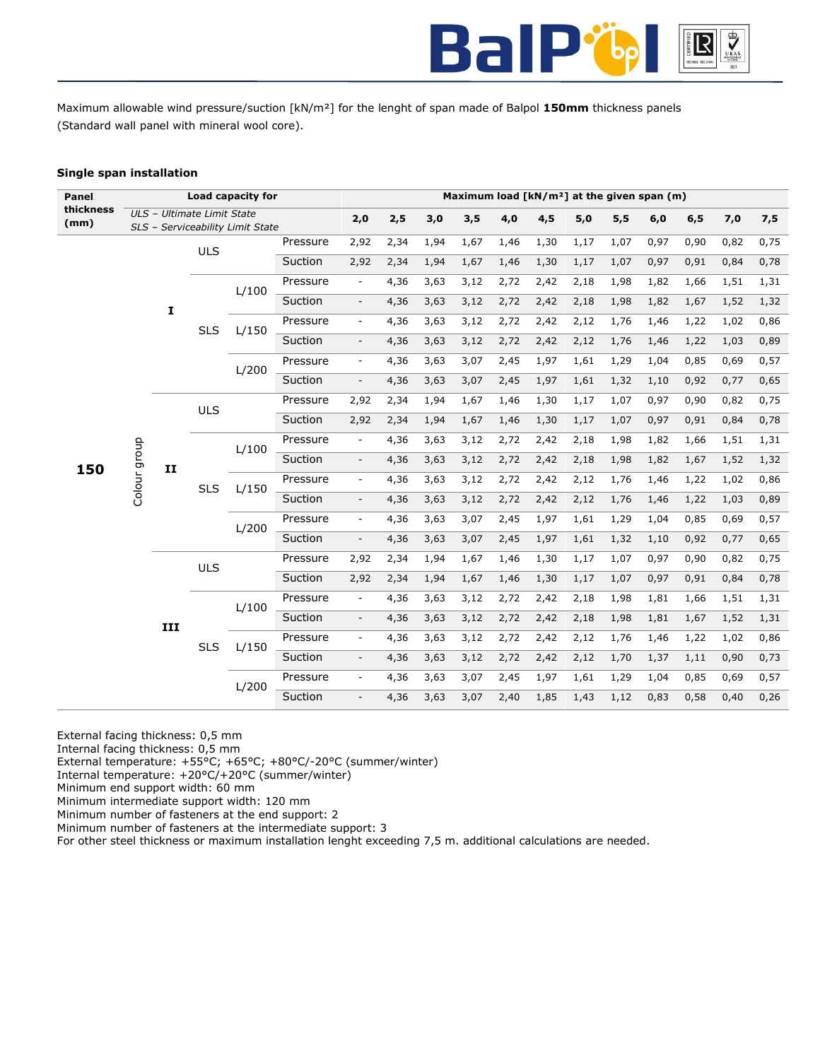Maximum allowable wind pressure/suction [kN/m²] for the lenght of span made of Balpol **150mm** thickness panels (Standard wall panel with mineral wool core).

**Single span installation**

| Panel thickness (mm) | Load capacity for *ULS – Ultimate Limit State* *SLS – Serviceability Limit State* | | | | | Maximum load [kN/m²] at the given span (m) | | | | | | | | | | | |
|---|---|---|---|---|---|---|---|---|---|---|---|---|---|---|---|---|---|
| | | | | | | **2,0** | **2,5** | **3,0** | **3,5** | **4,0** | **4,5** | **5,0** | **5,5** | **6,0** | **6,5** | **7,0** | **7,5** |
| **150** | Colour group | **I** | ULS | | Pressure | 2,92 | 2,34 | 1,94 | 1,67 | 1,46 | 1,30 | 1,17 | 1,07 | 0,97 | 0,90 | 0,82 | 0,75 |
| | | | | | Suction | 2,92 | 2,34 | 1,94 | 1,67 | 1,46 | 1,30 | 1,17 | 1,07 | 0,97 | 0,91 | 0,84 | 0,78 |
| | | | SLS | L/100 | Pressure | - | 4,36 | 3,63 | 3,12 | 2,72 | 2,42 | 2,18 | 1,98 | 1,82 | 1,66 | 1,51 | 1,31 |
| | | | | | Suction | - | 4,36 | 3,63 | 3,12 | 2,72 | 2,42 | 2,18 | 1,98 | 1,82 | 1,67 | 1,52 | 1,32 |
| | | | | L/150 | Pressure | - | 4,36 | 3,63 | 3,12 | 2,72 | 2,42 | 2,12 | 1,76 | 1,46 | 1,22 | 1,02 | 0,86 |
| | | | | | Suction | - | 4,36 | 3,63 | 3,12 | 2,72 | 2,42 | 2,12 | 1,76 | 1,46 | 1,22 | 1,03 | 0,89 |
| | | | | L/200 | Pressure | - | 4,36 | 3,63 | 3,07 | 2,45 | 1,97 | 1,61 | 1,29 | 1,04 | 0,85 | 0,69 | 0,57 |
| | | | | | Suction | - | 4,36 | 3,63 | 3,07 | 2,45 | 1,97 | 1,61 | 1,32 | 1,10 | 0,92 | 0,77 | 0,65 |
| | | **II** | ULS | | Pressure | 2,92 | 2,34 | 1,94 | 1,67 | 1,46 | 1,30 | 1,17 | 1,07 | 0,97 | 0,90 | 0,82 | 0,75 |
| | | | | | Suction | 2,92 | 2,34 | 1,94 | 1,67 | 1,46 | 1,30 | 1,17 | 1,07 | 0,97 | 0,91 | 0,84 | 0,78 |
| | | | SLS | L/100 | Pressure | - | 4,36 | 3,63 | 3,12 | 2,72 | 2,42 | 2,18 | 1,98 | 1,82 | 1,66 | 1,51 | 1,31 |
| | | | | | Suction | - | 4,36 | 3,63 | 3,12 | 2,72 | 2,42 | 2,18 | 1,98 | 1,82 | 1,67 | 1,52 | 1,32 |
| | | | | L/150 | Pressure | - | 4,36 | 3,63 | 3,12 | 2,72 | 2,42 | 2,12 | 1,76 | 1,46 | 1,22 | 1,02 | 0,86 |
| | | | | | Suction | - | 4,36 | 3,63 | 3,12 | 2,72 | 2,42 | 2,12 | 1,76 | 1,46 | 1,22 | 1,03 | 0,89 |
| | | | | L/200 | Pressure | - | 4,36 | 3,63 | 3,07 | 2,45 | 1,97 | 1,61 | 1,29 | 1,04 | 0,85 | 0,69 | 0,57 |
| | | | | | Suction | - | 4,36 | 3,63 | 3,07 | 2,45 | 1,97 | 1,61 | 1,32 | 1,10 | 0,92 | 0,77 | 0,65 |
| | | **III** | ULS | | Pressure | 2,92 | 2,34 | 1,94 | 1,67 | 1,46 | 1,30 | 1,17 | 1,07 | 0,97 | 0,90 | 0,82 | 0,75 |
| | | | | | Suction | 2,92 | 2,34 | 1,94 | 1,67 | 1,46 | 1,30 | 1,17 | 1,07 | 0,97 | 0,91 | 0,84 | 0,78 |
| | | | SLS | L/100 | Pressure | - | 4,36 | 3,63 | 3,12 | 2,72 | 2,42 | 2,18 | 1,98 | 1,81 | 1,66 | 1,51 | 1,31 |
| | | | | | Suction | - | 4,36 | 3,63 | 3,12 | 2,72 | 2,42 | 2,18 | 1,98 | 1,81 | 1,67 | 1,52 | 1,31 |
| | | | | L/150 | Pressure | - | 4,36 | 3,63 | 3,12 | 2,72 | 2,42 | 2,12 | 1,76 | 1,46 | 1,22 | 1,02 | 0,86 |
| | | | | | Suction | - | 4,36 | 3,63 | 3,12 | 2,72 | 2,42 | 2,12 | 1,70 | 1,37 | 1,11 | 0,90 | 0,73 |
| | | | | L/200 | Pressure | - | 4,36 | 3,63 | 3,07 | 2,45 | 1,97 | 1,61 | 1,29 | 1,04 | 0,85 | 0,69 | 0,57 |
| | | | | | Suction | - | 4,36 | 3,63 | 3,07 | 2,40 | 1,85 | 1,43 | 1,12 | 0,83 | 0,58 | 0,40 | 0,26 |

External facing thickness: 0,5 mm
Internal facing thickness: 0,5 mm
External temperature: +55°C; +65°C; +80°C/-20°C (summer/winter)
Internal temperature: +20°C/+20°C (summer/winter)
Minimum end support width: 60 mm
Minimum intermediate support width: 120 mm
Minimum number of fasteners at the end support: 2
Minimum number of fasteners at the intermediate support: 3
For other steel thickness or maximum installation lenght exceeding 7,5 m. additional calculations are needed.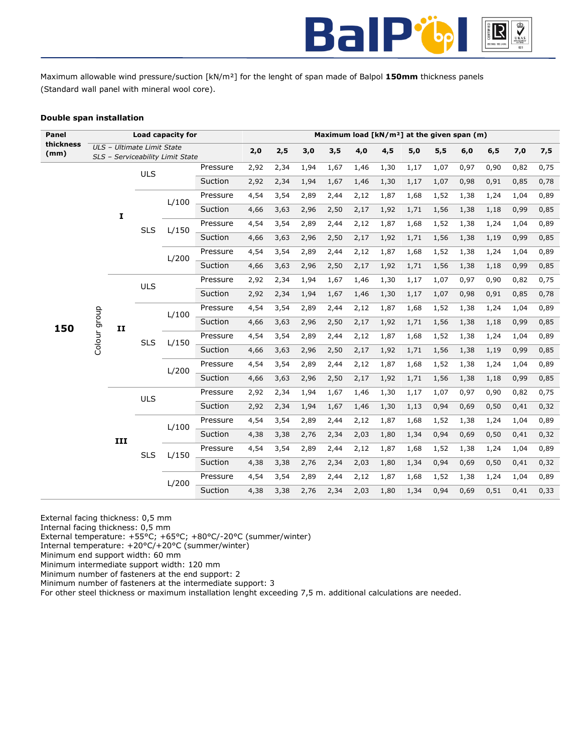Maximum allowable wind pressure/suction [kN/m²] for the lenght of span made of Balpol **150mm** thickness panels (Standard wall panel with mineral wool core).

**Double span installation**

| Panel thickness (mm) | Load capacity for *ULS – Ultimate Limit State* *SLS – Serviceability Limit State* | | | | | Maximum load [kN/m²] at the given span (m) | | | | | | | | | | | |
|---|---|---|---|---|---|---|---|---|---|---|---|---|---|---|---|---|---|
| | | | | | | **2,0** | **2,5** | **3,0** | **3,5** | **4,0** | **4,5** | **5,0** | **5,5** | **6,0** | **6,5** | **7,0** | **7,5** |
| 150 | Colour group | I | ULS | | Pressure | 2,92 | 2,34 | 1,94 | 1,67 | 1,46 | 1,30 | 1,17 | 1,07 | 0,97 | 0,90 | 0,82 | 0,75 |
| | | | | | Suction | 2,92 | 2,34 | 1,94 | 1,67 | 1,46 | 1,30 | 1,17 | 1,07 | 0,98 | 0,91 | 0,85 | 0,78 |
| | | | SLS | L/100 | Pressure | 4,54 | 3,54 | 2,89 | 2,44 | 2,12 | 1,87 | 1,68 | 1,52 | 1,38 | 1,24 | 1,04 | 0,89 |
| | | | | | Suction | 4,66 | 3,63 | 2,96 | 2,50 | 2,17 | 1,92 | 1,71 | 1,56 | 1,38 | 1,18 | 0,99 | 0,85 |
| | | | | L/150 | Pressure | 4,54 | 3,54 | 2,89 | 2,44 | 2,12 | 1,87 | 1,68 | 1,52 | 1,38 | 1,24 | 1,04 | 0,89 |
| | | | | | Suction | 4,66 | 3,63 | 2,96 | 2,50 | 2,17 | 1,92 | 1,71 | 1,56 | 1,38 | 1,19 | 0,99 | 0,85 |
| | | | | L/200 | Pressure | 4,54 | 3,54 | 2,89 | 2,44 | 2,12 | 1,87 | 1,68 | 1,52 | 1,38 | 1,24 | 1,04 | 0,89 |
| | | | | | Suction | 4,66 | 3,63 | 2,96 | 2,50 | 2,17 | 1,92 | 1,71 | 1,56 | 1,38 | 1,18 | 0,99 | 0,85 |
| | | II | ULS | | Pressure | 2,92 | 2,34 | 1,94 | 1,67 | 1,46 | 1,30 | 1,17 | 1,07 | 0,97 | 0,90 | 0,82 | 0,75 |
| | | | | | Suction | 2,92 | 2,34 | 1,94 | 1,67 | 1,46 | 1,30 | 1,17 | 1,07 | 0,98 | 0,91 | 0,85 | 0,78 |
| | | | SLS | L/100 | Pressure | 4,54 | 3,54 | 2,89 | 2,44 | 2,12 | 1,87 | 1,68 | 1,52 | 1,38 | 1,24 | 1,04 | 0,89 |
| | | | | | Suction | 4,66 | 3,63 | 2,96 | 2,50 | 2,17 | 1,92 | 1,71 | 1,56 | 1,38 | 1,18 | 0,99 | 0,85 |
| | | | | L/150 | Pressure | 4,54 | 3,54 | 2,89 | 2,44 | 2,12 | 1,87 | 1,68 | 1,52 | 1,38 | 1,24 | 1,04 | 0,89 |
| | | | | | Suction | 4,66 | 3,63 | 2,96 | 2,50 | 2,17 | 1,92 | 1,71 | 1,56 | 1,38 | 1,19 | 0,99 | 0,85 |
| | | | | L/200 | Pressure | 4,54 | 3,54 | 2,89 | 2,44 | 2,12 | 1,87 | 1,68 | 1,52 | 1,38 | 1,24 | 1,04 | 0,89 |
| | | | | | Suction | 4,66 | 3,63 | 2,96 | 2,50 | 2,17 | 1,92 | 1,71 | 1,56 | 1,38 | 1,18 | 0,99 | 0,85 |
| | | III | ULS | | Pressure | 2,92 | 2,34 | 1,94 | 1,67 | 1,46 | 1,30 | 1,17 | 1,07 | 0,97 | 0,90 | 0,82 | 0,75 |
| | | | | | Suction | 2,92 | 2,34 | 1,94 | 1,67 | 1,46 | 1,30 | 1,13 | 0,94 | 0,69 | 0,50 | 0,41 | 0,32 |
| | | | SLS | L/100 | Pressure | 4,54 | 3,54 | 2,89 | 2,44 | 2,12 | 1,87 | 1,68 | 1,52 | 1,38 | 1,24 | 1,04 | 0,89 |
| | | | | | Suction | 4,38 | 3,38 | 2,76 | 2,34 | 2,03 | 1,80 | 1,34 | 0,94 | 0,69 | 0,50 | 0,41 | 0,32 |
| | | | | L/150 | Pressure | 4,54 | 3,54 | 2,89 | 2,44 | 2,12 | 1,87 | 1,68 | 1,52 | 1,38 | 1,24 | 1,04 | 0,89 |
| | | | | | Suction | 4,38 | 3,38 | 2,76 | 2,34 | 2,03 | 1,80 | 1,34 | 0,94 | 0,69 | 0,50 | 0,41 | 0,32 |
| | | | | L/200 | Pressure | 4,54 | 3,54 | 2,89 | 2,44 | 2,12 | 1,87 | 1,68 | 1,52 | 1,38 | 1,24 | 1,04 | 0,89 |
| | | | | | Suction | 4,38 | 3,38 | 2,76 | 2,34 | 2,03 | 1,80 | 1,34 | 0,94 | 0,69 | 0,51 | 0,41 | 0,33 |

External facing thickness: 0,5 mm
Internal facing thickness: 0,5 mm
External temperature: +55°C; +65°C; +80°C/-20°C (summer/winter)
Internal temperature: +20°C/+20°C (summer/winter)
Minimum end support width: 60 mm
Minimum intermediate support width: 120 mm
Minimum number of fasteners at the end support: 2
Minimum number of fasteners at the intermediate support: 3
For other steel thickness or maximum installation lenght exceeding 7,5 m. additional calculations are needed.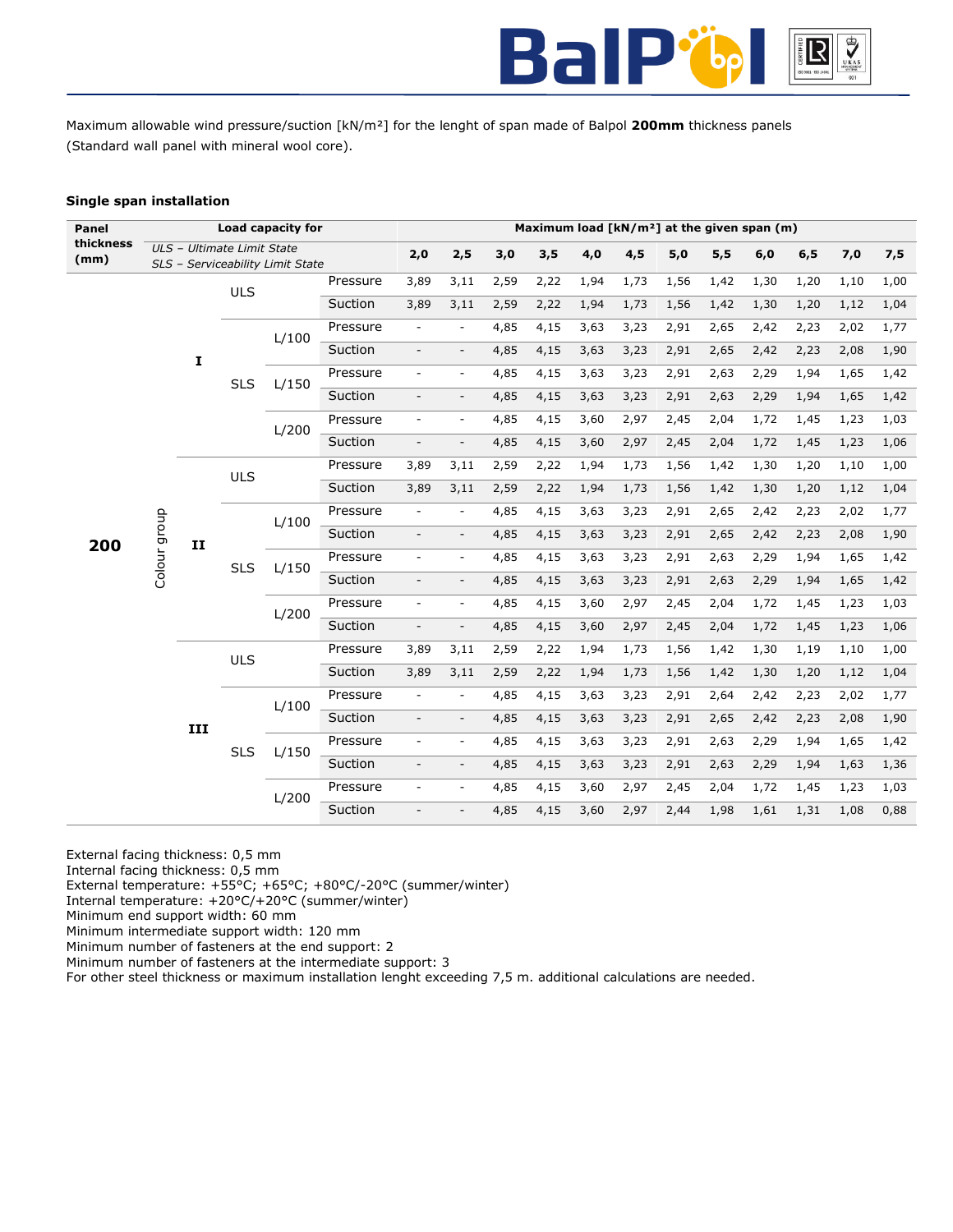Maximum allowable wind pressure/suction [kN/m²] for the lenght of span made of Balpol **200mm** thickness panels (Standard wall panel with mineral wool core).

### Single span installation

| Panel thickness (mm) | Load capacity for *ULS – Ultimate Limit State* *SLS – Serviceability Limit State* | | | | Maximum load [kN/m²] at the given span (m) | | | | | | | | | | | |
|---|---|---|---|---|---|---|---|---|---|---|---|---|---|---|---|---|
| | | | | | 2,0 | 2,5 | 3,0 | 3,5 | 4,0 | 4,5 | 5,0 | 5,5 | 6,0 | 6,5 | 7,0 | 7,5 |
| 200 | Colour group I | ULS | | Pressure | 3,89 | 3,11 | 2,59 | 2,22 | 1,94 | 1,73 | 1,56 | 1,42 | 1,30 | 1,20 | 1,10 | 1,00 |
| | | | | Suction | 3,89 | 3,11 | 2,59 | 2,22 | 1,94 | 1,73 | 1,56 | 1,42 | 1,30 | 1,20 | 1,12 | 1,04 |
| | | SLS | L/100 | Pressure | - | - | 4,85 | 4,15 | 3,63 | 3,23 | 2,91 | 2,65 | 2,42 | 2,23 | 2,02 | 1,77 |
| | | | | Suction | - | - | 4,85 | 4,15 | 3,63 | 3,23 | 2,91 | 2,65 | 2,42 | 2,23 | 2,08 | 1,90 |
| | | | L/150 | Pressure | - | - | 4,85 | 4,15 | 3,63 | 3,23 | 2,91 | 2,63 | 2,29 | 1,94 | 1,65 | 1,42 |
| | | | | Suction | - | - | 4,85 | 4,15 | 3,63 | 3,23 | 2,91 | 2,63 | 2,29 | 1,94 | 1,65 | 1,42 |
| | | | L/200 | Pressure | - | - | 4,85 | 4,15 | 3,60 | 2,97 | 2,45 | 2,04 | 1,72 | 1,45 | 1,23 | 1,03 |
| | | | | Suction | - | - | 4,85 | 4,15 | 3,60 | 2,97 | 2,45 | 2,04 | 1,72 | 1,45 | 1,23 | 1,06 |
| | Colour group II | ULS | | Pressure | 3,89 | 3,11 | 2,59 | 2,22 | 1,94 | 1,73 | 1,56 | 1,42 | 1,30 | 1,20 | 1,10 | 1,00 |
| | | | | Suction | 3,89 | 3,11 | 2,59 | 2,22 | 1,94 | 1,73 | 1,56 | 1,42 | 1,30 | 1,20 | 1,12 | 1,04 |
| | | SLS | L/100 | Pressure | - | - | 4,85 | 4,15 | 3,63 | 3,23 | 2,91 | 2,65 | 2,42 | 2,23 | 2,02 | 1,77 |
| | | | | Suction | - | - | 4,85 | 4,15 | 3,63 | 3,23 | 2,91 | 2,65 | 2,42 | 2,23 | 2,08 | 1,90 |
| | | | L/150 | Pressure | - | - | 4,85 | 4,15 | 3,63 | 3,23 | 2,91 | 2,63 | 2,29 | 1,94 | 1,65 | 1,42 |
| | | | | Suction | - | - | 4,85 | 4,15 | 3,63 | 3,23 | 2,91 | 2,63 | 2,29 | 1,94 | 1,65 | 1,42 |
| | | | L/200 | Pressure | - | - | 4,85 | 4,15 | 3,60 | 2,97 | 2,45 | 2,04 | 1,72 | 1,45 | 1,23 | 1,03 |
| | | | | Suction | - | - | 4,85 | 4,15 | 3,60 | 2,97 | 2,45 | 2,04 | 1,72 | 1,45 | 1,23 | 1,06 |
| | Colour group III | ULS | | Pressure | 3,89 | 3,11 | 2,59 | 2,22 | 1,94 | 1,73 | 1,56 | 1,42 | 1,30 | 1,19 | 1,10 | 1,00 |
| | | | | Suction | 3,89 | 3,11 | 2,59 | 2,22 | 1,94 | 1,73 | 1,56 | 1,42 | 1,30 | 1,20 | 1,12 | 1,04 |
| | | SLS | L/100 | Pressure | - | - | 4,85 | 4,15 | 3,63 | 3,23 | 2,91 | 2,64 | 2,42 | 2,23 | 2,02 | 1,77 |
| | | | | Suction | - | - | 4,85 | 4,15 | 3,63 | 3,23 | 2,91 | 2,65 | 2,42 | 2,23 | 2,08 | 1,90 |
| | | | L/150 | Pressure | - | - | 4,85 | 4,15 | 3,63 | 3,23 | 2,91 | 2,63 | 2,29 | 1,94 | 1,65 | 1,42 |
| | | | | Suction | - | - | 4,85 | 4,15 | 3,63 | 3,23 | 2,91 | 2,63 | 2,29 | 1,94 | 1,63 | 1,36 |
| | | | L/200 | Pressure | - | - | 4,85 | 4,15 | 3,60 | 2,97 | 2,45 | 2,04 | 1,72 | 1,45 | 1,23 | 1,03 |
| | | | | Suction | - | - | 4,85 | 4,15 | 3,60 | 2,97 | 2,44 | 1,98 | 1,61 | 1,31 | 1,08 | 0,88 |

External facing thickness: 0,5 mm
Internal facing thickness: 0,5 mm
External temperature: +55°C; +65°C; +80°C/-20°C (summer/winter)
Internal temperature: +20°C/+20°C (summer/winter)
Minimum end support width: 60 mm
Minimum intermediate support width: 120 mm
Minimum number of fasteners at the end support: 2
Minimum number of fasteners at the intermediate support: 3
For other steel thickness or maximum installation lenght exceeding 7,5 m. additional calculations are needed.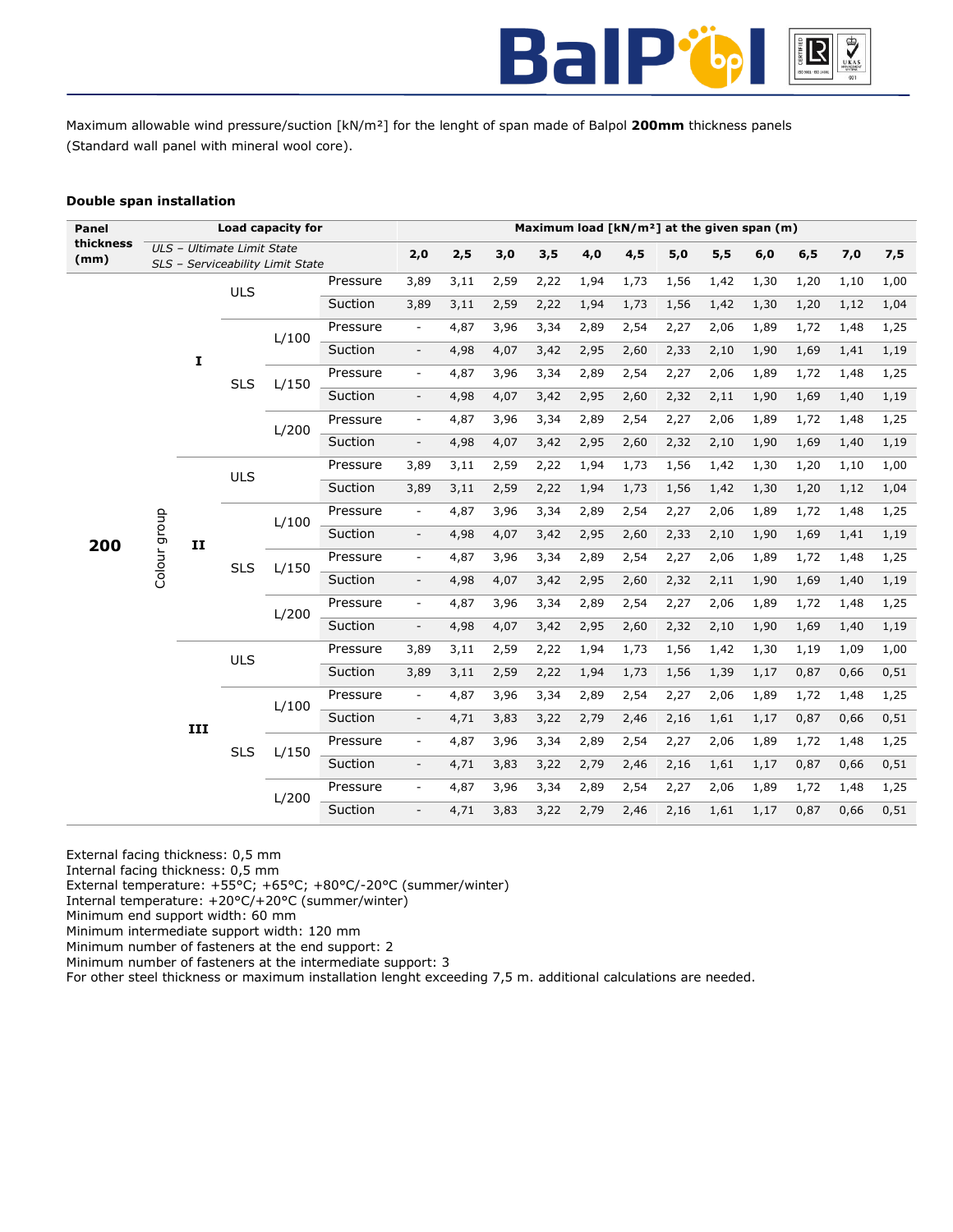Maximum allowable wind pressure/suction [kN/m²] for the lenght of span made of Balpol **200mm** thickness panels (Standard wall panel with mineral wool core).

**Double span installation**

| Panel thickness (mm) | Load capacity for *ULS – Ultimate Limit State* *SLS – Serviceability Limit State* | | | | Maximum load [kN/m²] at the given span (m) | | | | | | | | | | | |
|---|---|---|---|---|---|---|---|---|---|---|---|---|---|---|---|---|
| | | | | | **2,0** | **2,5** | **3,0** | **3,5** | **4,0** | **4,5** | **5,0** | **5,5** | **6,0** | **6,5** | **7,0** | **7,5** |
| **200** | Colour group **I** | ULS | | Pressure | 3,89 | 3,11 | 2,59 | 2,22 | 1,94 | 1,73 | 1,56 | 1,42 | 1,30 | 1,20 | 1,10 | 1,00 |
| | | | | Suction | 3,89 | 3,11 | 2,59 | 2,22 | 1,94 | 1,73 | 1,56 | 1,42 | 1,30 | 1,20 | 1,12 | 1,04 |
| | | SLS | L/100 | Pressure | - | 4,87 | 3,96 | 3,34 | 2,89 | 2,54 | 2,27 | 2,06 | 1,89 | 1,72 | 1,48 | 1,25 |
| | | | | Suction | - | 4,98 | 4,07 | 3,42 | 2,95 | 2,60 | 2,33 | 2,10 | 1,90 | 1,69 | 1,41 | 1,19 |
| | | | L/150 | Pressure | - | 4,87 | 3,96 | 3,34 | 2,89 | 2,54 | 2,27 | 2,06 | 1,89 | 1,72 | 1,48 | 1,25 |
| | | | | Suction | - | 4,98 | 4,07 | 3,42 | 2,95 | 2,60 | 2,32 | 2,11 | 1,90 | 1,69 | 1,40 | 1,19 |
| | | | L/200 | Pressure | - | 4,87 | 3,96 | 3,34 | 2,89 | 2,54 | 2,27 | 2,06 | 1,89 | 1,72 | 1,48 | 1,25 |
| | | | | Suction | - | 4,98 | 4,07 | 3,42 | 2,95 | 2,60 | 2,32 | 2,10 | 1,90 | 1,69 | 1,40 | 1,19 |
| | Colour group **II** | ULS | | Pressure | 3,89 | 3,11 | 2,59 | 2,22 | 1,94 | 1,73 | 1,56 | 1,42 | 1,30 | 1,20 | 1,10 | 1,00 |
| | | | | Suction | 3,89 | 3,11 | 2,59 | 2,22 | 1,94 | 1,73 | 1,56 | 1,42 | 1,30 | 1,20 | 1,12 | 1,04 |
| | | SLS | L/100 | Pressure | - | 4,87 | 3,96 | 3,34 | 2,89 | 2,54 | 2,27 | 2,06 | 1,89 | 1,72 | 1,48 | 1,25 |
| | | | | Suction | - | 4,98 | 4,07 | 3,42 | 2,95 | 2,60 | 2,33 | 2,10 | 1,90 | 1,69 | 1,41 | 1,19 |
| | | | L/150 | Pressure | - | 4,87 | 3,96 | 3,34 | 2,89 | 2,54 | 2,27 | 2,06 | 1,89 | 1,72 | 1,48 | 1,25 |
| | | | | Suction | - | 4,98 | 4,07 | 3,42 | 2,95 | 2,60 | 2,32 | 2,11 | 1,90 | 1,69 | 1,40 | 1,19 |
| | | | L/200 | Pressure | - | 4,87 | 3,96 | 3,34 | 2,89 | 2,54 | 2,27 | 2,06 | 1,89 | 1,72 | 1,48 | 1,25 |
| | | | | Suction | - | 4,98 | 4,07 | 3,42 | 2,95 | 2,60 | 2,32 | 2,10 | 1,90 | 1,69 | 1,40 | 1,19 |
| | Colour group **III** | ULS | | Pressure | 3,89 | 3,11 | 2,59 | 2,22 | 1,94 | 1,73 | 1,56 | 1,42 | 1,30 | 1,19 | 1,09 | 1,00 |
| | | | | Suction | 3,89 | 3,11 | 2,59 | 2,22 | 1,94 | 1,73 | 1,56 | 1,39 | 1,17 | 0,87 | 0,66 | 0,51 |
| | | SLS | L/100 | Pressure | - | 4,87 | 3,96 | 3,34 | 2,89 | 2,54 | 2,27 | 2,06 | 1,89 | 1,72 | 1,48 | 1,25 |
| | | | | Suction | - | 4,71 | 3,83 | 3,22 | 2,79 | 2,46 | 2,16 | 1,61 | 1,17 | 0,87 | 0,66 | 0,51 |
| | | | L/150 | Pressure | - | 4,87 | 3,96 | 3,34 | 2,89 | 2,54 | 2,27 | 2,06 | 1,89 | 1,72 | 1,48 | 1,25 |
| | | | | Suction | - | 4,71 | 3,83 | 3,22 | 2,79 | 2,46 | 2,16 | 1,61 | 1,17 | 0,87 | 0,66 | 0,51 |
| | | | L/200 | Pressure | - | 4,87 | 3,96 | 3,34 | 2,89 | 2,54 | 2,27 | 2,06 | 1,89 | 1,72 | 1,48 | 1,25 |
| | | | | Suction | - | 4,71 | 3,83 | 3,22 | 2,79 | 2,46 | 2,16 | 1,61 | 1,17 | 0,87 | 0,66 | 0,51 |

External facing thickness: 0,5 mm
Internal facing thickness: 0,5 mm
External temperature: +55°C; +65°C; +80°C/-20°C (summer/winter)
Internal temperature: +20°C/+20°C (summer/winter)
Minimum end support width: 60 mm
Minimum intermediate support width: 120 mm
Minimum number of fasteners at the end support: 2
Minimum number of fasteners at the intermediate support: 3
For other steel thickness or maximum installation lenght exceeding 7,5 m. additional calculations are needed.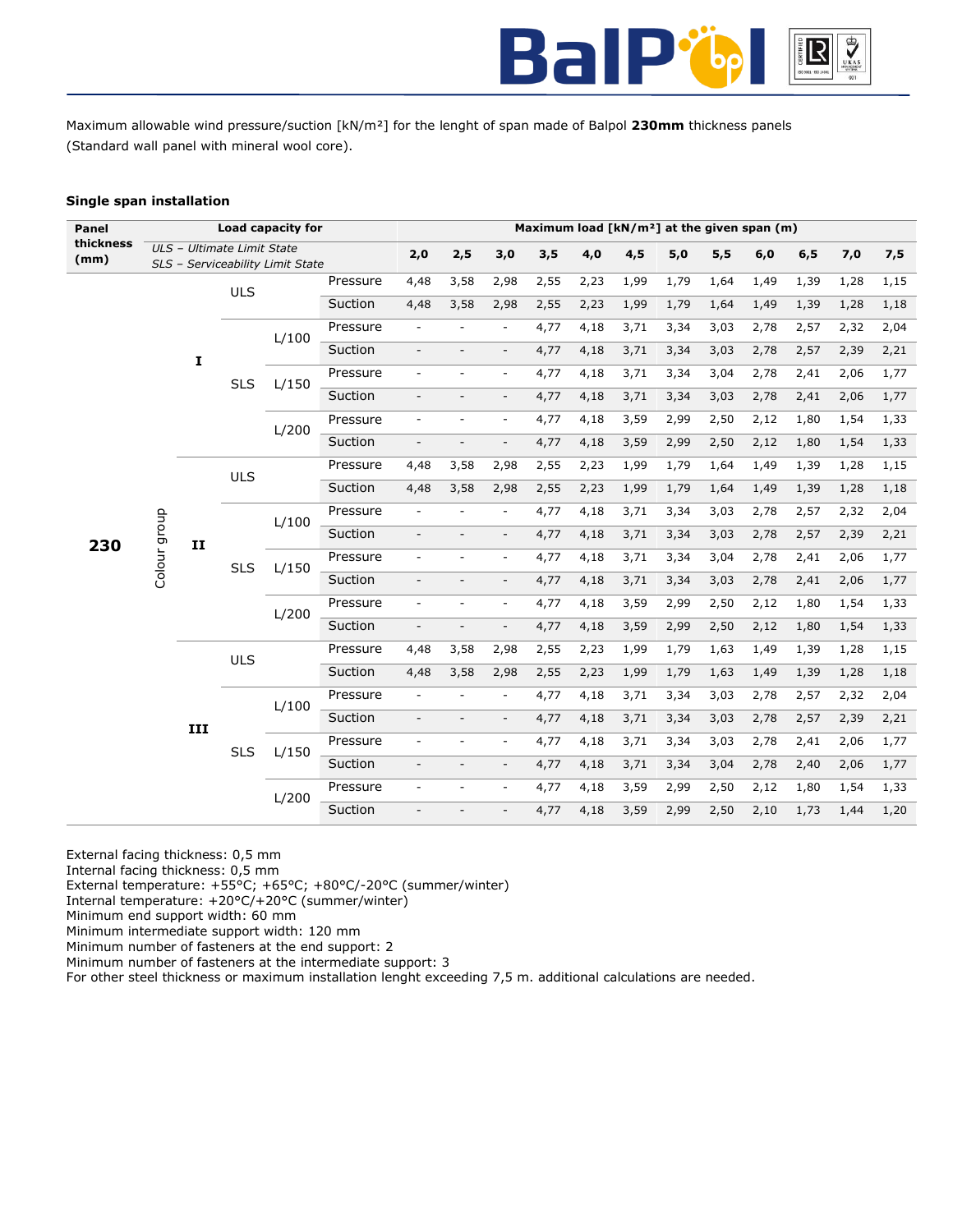Maximum allowable wind pressure/suction [kN/m²] for the lenght of span made of Balpol **230mm** thickness panels (Standard wall panel with mineral wool core).

**Single span installation**

| Panel thickness (mm) | Load capacity for *ULS – Ultimate Limit State* *SLS – Serviceability Limit State* | | | | | Maximum load [kN/m²] at the given span (m) | | | | | | | | | | | |
|---|---|---|---|---|---|---|---|---|---|---|---|---|---|---|---|---|---|
| | | | | | 2,0 | 2,5 | 3,0 | 3,5 | 4,0 | 4,5 | 5,0 | 5,5 | 6,0 | 6,5 | 7,0 | 7,5 |
| 230 | Colour group | I | ULS | | Pressure | 4,48 | 3,58 | 2,98 | 2,55 | 2,23 | 1,99 | 1,79 | 1,64 | 1,49 | 1,39 | 1,28 | 1,15 |
| | | | | | Suction | 4,48 | 3,58 | 2,98 | 2,55 | 2,23 | 1,99 | 1,79 | 1,64 | 1,49 | 1,39 | 1,28 | 1,18 |
| | | | SLS | L/100 | Pressure | - | - | - | 4,77 | 4,18 | 3,71 | 3,34 | 3,03 | 2,78 | 2,57 | 2,32 | 2,04 |
| | | | | | Suction | - | - | - | 4,77 | 4,18 | 3,71 | 3,34 | 3,03 | 2,78 | 2,57 | 2,39 | 2,21 |
| | | | | L/150 | Pressure | - | - | - | 4,77 | 4,18 | 3,71 | 3,34 | 3,04 | 2,78 | 2,41 | 2,06 | 1,77 |
| | | | | | Suction | - | - | - | 4,77 | 4,18 | 3,71 | 3,34 | 3,03 | 2,78 | 2,41 | 2,06 | 1,77 |
| | | | | L/200 | Pressure | - | - | - | 4,77 | 4,18 | 3,59 | 2,99 | 2,50 | 2,12 | 1,80 | 1,54 | 1,33 |
| | | | | | Suction | - | - | - | 4,77 | 4,18 | 3,59 | 2,99 | 2,50 | 2,12 | 1,80 | 1,54 | 1,33 |
| | | II | ULS | | Pressure | 4,48 | 3,58 | 2,98 | 2,55 | 2,23 | 1,99 | 1,79 | 1,64 | 1,49 | 1,39 | 1,28 | 1,15 |
| | | | | | Suction | 4,48 | 3,58 | 2,98 | 2,55 | 2,23 | 1,99 | 1,79 | 1,64 | 1,49 | 1,39 | 1,28 | 1,18 |
| | | | SLS | L/100 | Pressure | - | - | - | 4,77 | 4,18 | 3,71 | 3,34 | 3,03 | 2,78 | 2,57 | 2,32 | 2,04 |
| | | | | | Suction | - | - | - | 4,77 | 4,18 | 3,71 | 3,34 | 3,03 | 2,78 | 2,57 | 2,39 | 2,21 |
| | | | | L/150 | Pressure | - | - | - | 4,77 | 4,18 | 3,71 | 3,34 | 3,04 | 2,78 | 2,41 | 2,06 | 1,77 |
| | | | | | Suction | - | - | - | 4,77 | 4,18 | 3,71 | 3,34 | 3,03 | 2,78 | 2,41 | 2,06 | 1,77 |
| | | | | L/200 | Pressure | - | - | - | 4,77 | 4,18 | 3,59 | 2,99 | 2,50 | 2,12 | 1,80 | 1,54 | 1,33 |
| | | | | | Suction | - | - | - | 4,77 | 4,18 | 3,59 | 2,99 | 2,50 | 2,12 | 1,80 | 1,54 | 1,33 |
| | | III | ULS | | Pressure | 4,48 | 3,58 | 2,98 | 2,55 | 2,23 | 1,99 | 1,79 | 1,63 | 1,49 | 1,39 | 1,28 | 1,15 |
| | | | | | Suction | 4,48 | 3,58 | 2,98 | 2,55 | 2,23 | 1,99 | 1,79 | 1,63 | 1,49 | 1,39 | 1,28 | 1,18 |
| | | | SLS | L/100 | Pressure | - | - | - | 4,77 | 4,18 | 3,71 | 3,34 | 3,03 | 2,78 | 2,57 | 2,32 | 2,04 |
| | | | | | Suction | - | - | - | 4,77 | 4,18 | 3,71 | 3,34 | 3,03 | 2,78 | 2,57 | 2,39 | 2,21 |
| | | | | L/150 | Pressure | - | - | - | 4,77 | 4,18 | 3,71 | 3,34 | 3,03 | 2,78 | 2,41 | 2,06 | 1,77 |
| | | | | | Suction | - | - | - | 4,77 | 4,18 | 3,71 | 3,34 | 3,04 | 2,78 | 2,40 | 2,06 | 1,77 |
| | | | | L/200 | Pressure | - | - | - | 4,77 | 4,18 | 3,59 | 2,99 | 2,50 | 2,12 | 1,80 | 1,54 | 1,33 |
| | | | | | Suction | - | - | - | 4,77 | 4,18 | 3,59 | 2,99 | 2,50 | 2,10 | 1,73 | 1,44 | 1,20 |

External facing thickness: 0,5 mm
Internal facing thickness: 0,5 mm
External temperature: +55°C; +65°C; +80°C/-20°C (summer/winter)
Internal temperature: +20°C/+20°C (summer/winter)
Minimum end support width: 60 mm
Minimum intermediate support width: 120 mm
Minimum number of fasteners at the end support: 2
Minimum number of fasteners at the intermediate support: 3
For other steel thickness or maximum installation lenght exceeding 7,5 m. additional calculations are needed.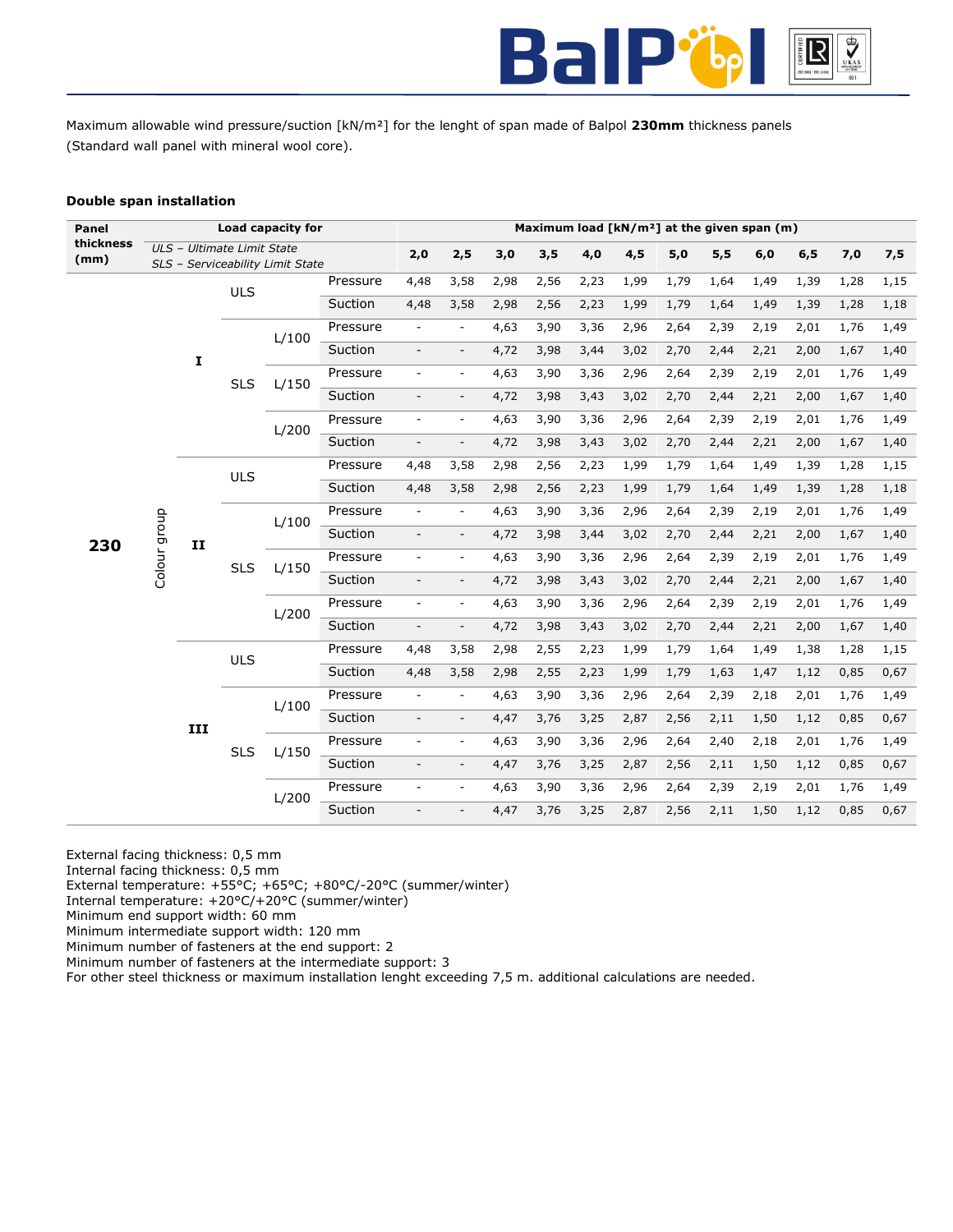Maximum allowable wind pressure/suction [kN/m²] for the lenght of span made of Balpol **230mm** thickness panels (Standard wall panel with mineral wool core).

**Double span installation**

| Panel thickness (mm) | Load capacity for *ULS – Ultimate Limit State* *SLS – Serviceability Limit State* | | | | | Maximum load [kN/m²] at the given span (m) | | | | | | | | | | | |
|---|---|---|---|---|---|---|---|---|---|---|---|---|---|---|---|---|---|
| | | | | | | 2,0 | 2,5 | 3,0 | 3,5 | 4,0 | 4,5 | 5,0 | 5,5 | 6,0 | 6,5 | 7,0 | 7,5 |
| 230 | Colour group | I | ULS | | Pressure | 4,48 | 3,58 | 2,98 | 2,56 | 2,23 | 1,99 | 1,79 | 1,64 | 1,49 | 1,39 | 1,28 | 1,15 |
| | | | | | Suction | 4,48 | 3,58 | 2,98 | 2,56 | 2,23 | 1,99 | 1,79 | 1,64 | 1,49 | 1,39 | 1,28 | 1,18 |
| | | | SLS | L/100 | Pressure | - | - | 4,63 | 3,90 | 3,36 | 2,96 | 2,64 | 2,39 | 2,19 | 2,01 | 1,76 | 1,49 |
| | | | | | Suction | - | - | 4,72 | 3,98 | 3,44 | 3,02 | 2,70 | 2,44 | 2,21 | 2,00 | 1,67 | 1,40 |
| | | | | L/150 | Pressure | - | - | 4,63 | 3,90 | 3,36 | 2,96 | 2,64 | 2,39 | 2,19 | 2,01 | 1,76 | 1,49 |
| | | | | | Suction | - | - | 4,72 | 3,98 | 3,43 | 3,02 | 2,70 | 2,44 | 2,21 | 2,00 | 1,67 | 1,40 |
| | | | | L/200 | Pressure | - | - | 4,63 | 3,90 | 3,36 | 2,96 | 2,64 | 2,39 | 2,19 | 2,01 | 1,76 | 1,49 |
| | | | | | Suction | - | - | 4,72 | 3,98 | 3,43 | 3,02 | 2,70 | 2,44 | 2,21 | 2,00 | 1,67 | 1,40 |
| | | II | ULS | | Pressure | 4,48 | 3,58 | 2,98 | 2,56 | 2,23 | 1,99 | 1,79 | 1,64 | 1,49 | 1,39 | 1,28 | 1,15 |
| | | | | | Suction | 4,48 | 3,58 | 2,98 | 2,56 | 2,23 | 1,99 | 1,79 | 1,64 | 1,49 | 1,39 | 1,28 | 1,18 |
| | | | SLS | L/100 | Pressure | - | - | 4,63 | 3,90 | 3,36 | 2,96 | 2,64 | 2,39 | 2,19 | 2,01 | 1,76 | 1,49 |
| | | | | | Suction | - | - | 4,72 | 3,98 | 3,44 | 3,02 | 2,70 | 2,44 | 2,21 | 2,00 | 1,67 | 1,40 |
| | | | | L/150 | Pressure | - | - | 4,63 | 3,90 | 3,36 | 2,96 | 2,64 | 2,39 | 2,19 | 2,01 | 1,76 | 1,49 |
| | | | | | Suction | - | - | 4,72 | 3,98 | 3,43 | 3,02 | 2,70 | 2,44 | 2,21 | 2,00 | 1,67 | 1,40 |
| | | | | L/200 | Pressure | - | - | 4,63 | 3,90 | 3,36 | 2,96 | 2,64 | 2,39 | 2,19 | 2,01 | 1,76 | 1,49 |
| | | | | | Suction | - | - | 4,72 | 3,98 | 3,43 | 3,02 | 2,70 | 2,44 | 2,21 | 2,00 | 1,67 | 1,40 |
| | | III | ULS | | Pressure | 4,48 | 3,58 | 2,98 | 2,55 | 2,23 | 1,99 | 1,79 | 1,64 | 1,49 | 1,38 | 1,28 | 1,15 |
| | | | | | Suction | 4,48 | 3,58 | 2,98 | 2,55 | 2,23 | 1,99 | 1,79 | 1,63 | 1,47 | 1,12 | 0,85 | 0,67 |
| | | | SLS | L/100 | Pressure | - | - | 4,63 | 3,90 | 3,36 | 2,96 | 2,64 | 2,39 | 2,18 | 2,01 | 1,76 | 1,49 |
| | | | | | Suction | - | - | 4,47 | 3,76 | 3,25 | 2,87 | 2,56 | 2,11 | 1,50 | 1,12 | 0,85 | 0,67 |
| | | | | L/150 | Pressure | - | - | 4,63 | 3,90 | 3,36 | 2,96 | 2,64 | 2,40 | 2,18 | 2,01 | 1,76 | 1,49 |
| | | | | | Suction | - | - | 4,47 | 3,76 | 3,25 | 2,87 | 2,56 | 2,11 | 1,50 | 1,12 | 0,85 | 0,67 |
| | | | | L/200 | Pressure | - | - | 4,63 | 3,90 | 3,36 | 2,96 | 2,64 | 2,39 | 2,19 | 2,01 | 1,76 | 1,49 |
| | | | | | Suction | - | - | 4,47 | 3,76 | 3,25 | 2,87 | 2,56 | 2,11 | 1,50 | 1,12 | 0,85 | 0,67 |

External facing thickness: 0,5 mm
Internal facing thickness: 0,5 mm
External temperature: +55°C; +65°C; +80°C/-20°C (summer/winter)
Internal temperature: +20°C/+20°C (summer/winter)
Minimum end support width: 60 mm
Minimum intermediate support width: 120 mm
Minimum number of fasteners at the end support: 2
Minimum number of fasteners at the intermediate support: 3
For other steel thickness or maximum installation lenght exceeding 7,5 m. additional calculations are needed.